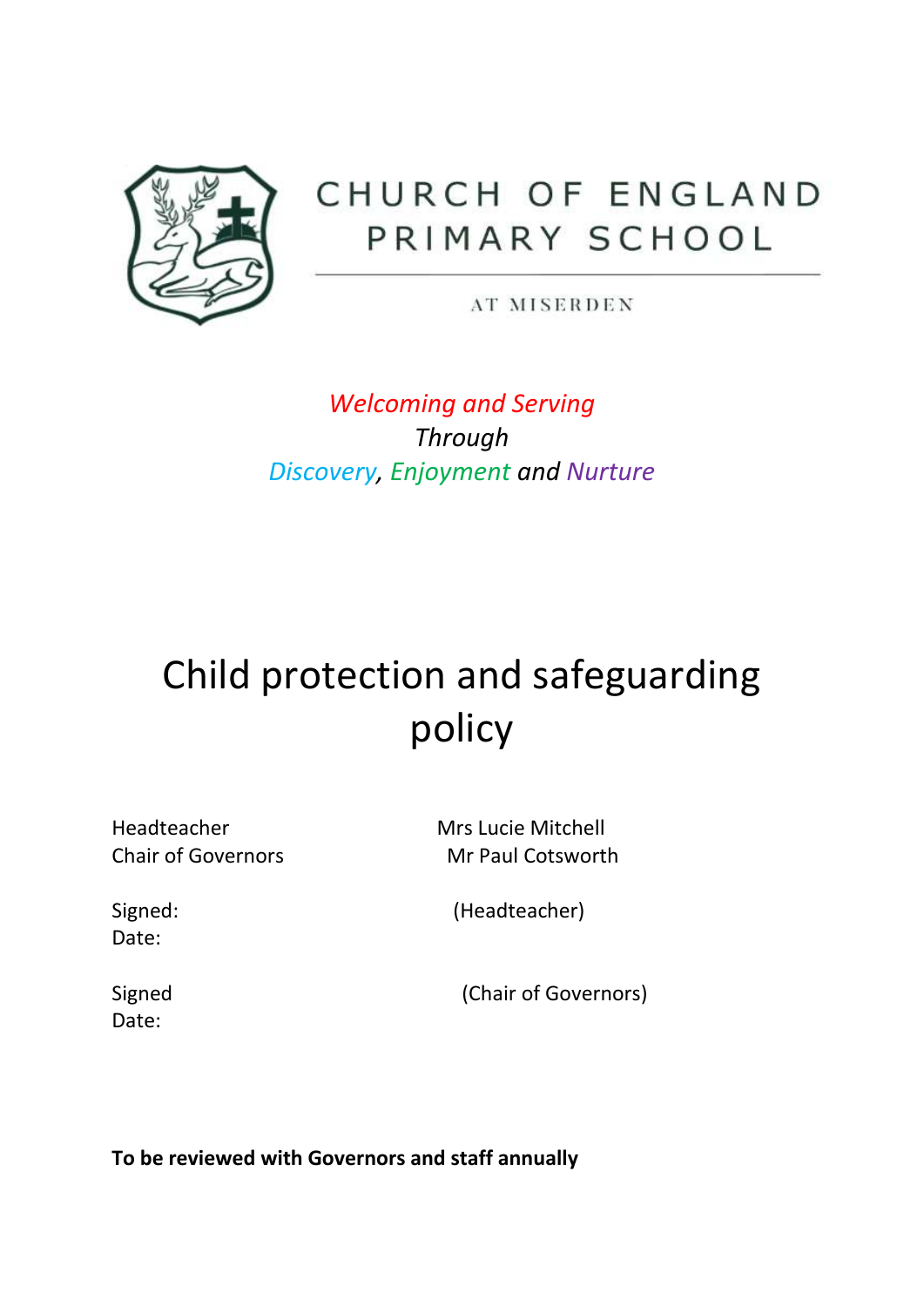CHURCH OF ENGLAND
PRIMARY SCHOOL

AT MISERDEN

*Welcoming and Serving*
*Through*
*Discovery, Enjoyment and Nurture*

# Child protection and safeguarding policy

Headteacher Mrs Lucie Mitchell
Chair of Governors Mr Paul Cotsworth

Signed: (Headteacher)
Date:

Signed (Chair of Governors)
Date:

**To be reviewed with Governors and staff annually**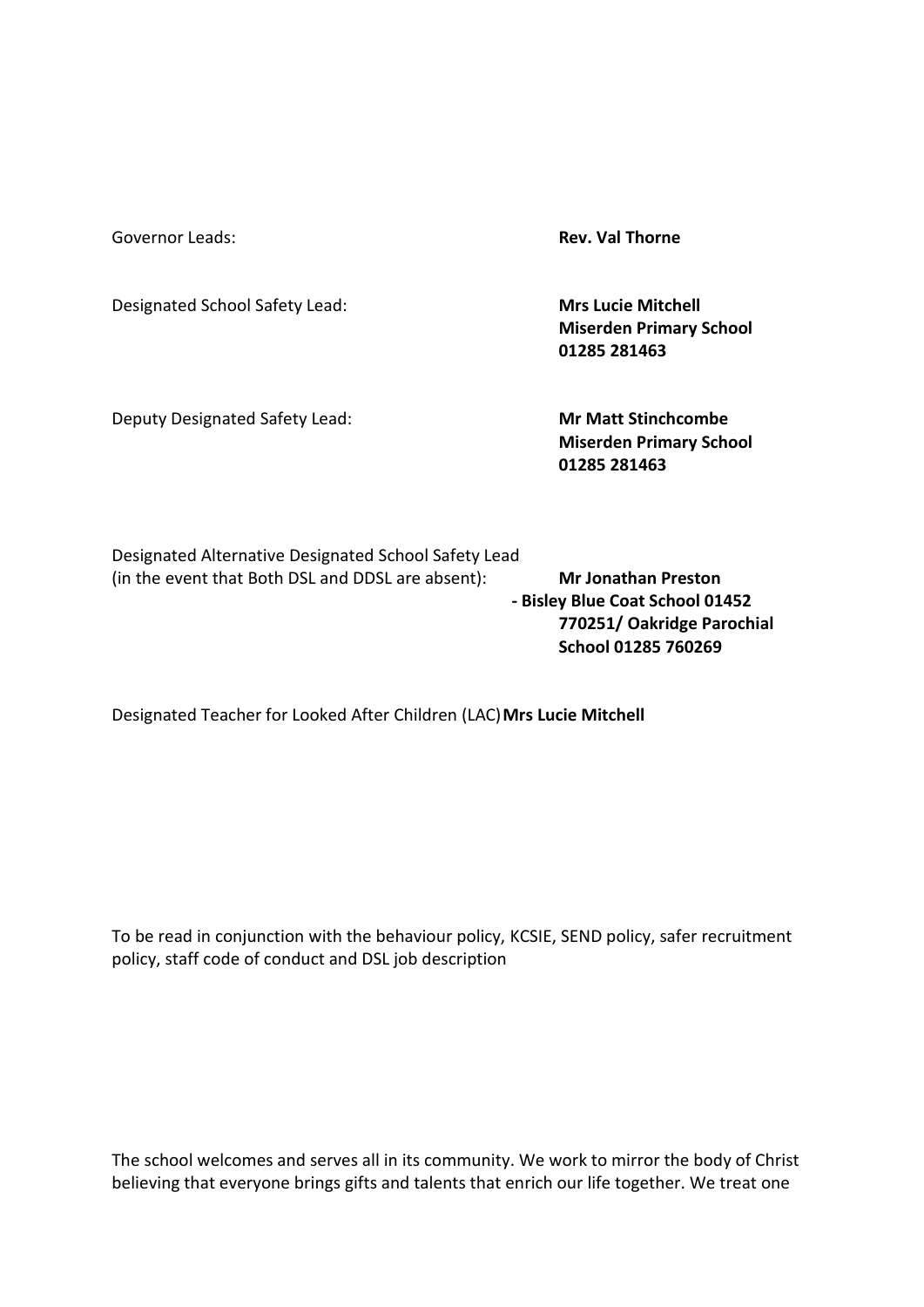Governor Leads: **Rev. Val Thorne**

Designated School Safety Lead: **Mrs Lucie Mitchell**
**Miserden Primary School**
**01285 281463**

Deputy Designated Safety Lead: **Mr Matt Stinchcombe**
**Miserden Primary School**
**01285 281463**

Designated Alternative Designated School Safety Lead
(in the event that Both DSL and DDSL are absent): **Mr Jonathan Preston**
**- Bisley Blue Coat School 01452 770251/ Oakridge Parochial School 01285 760269**

Designated Teacher for Looked After Children (LAC) **Mrs Lucie Mitchell**

To be read in conjunction with the behaviour policy, KCSIE, SEND policy, safer recruitment policy, staff code of conduct and DSL job description

The school welcomes and serves all in its community. We work to mirror the body of Christ believing that everyone brings gifts and talents that enrich our life together. We treat one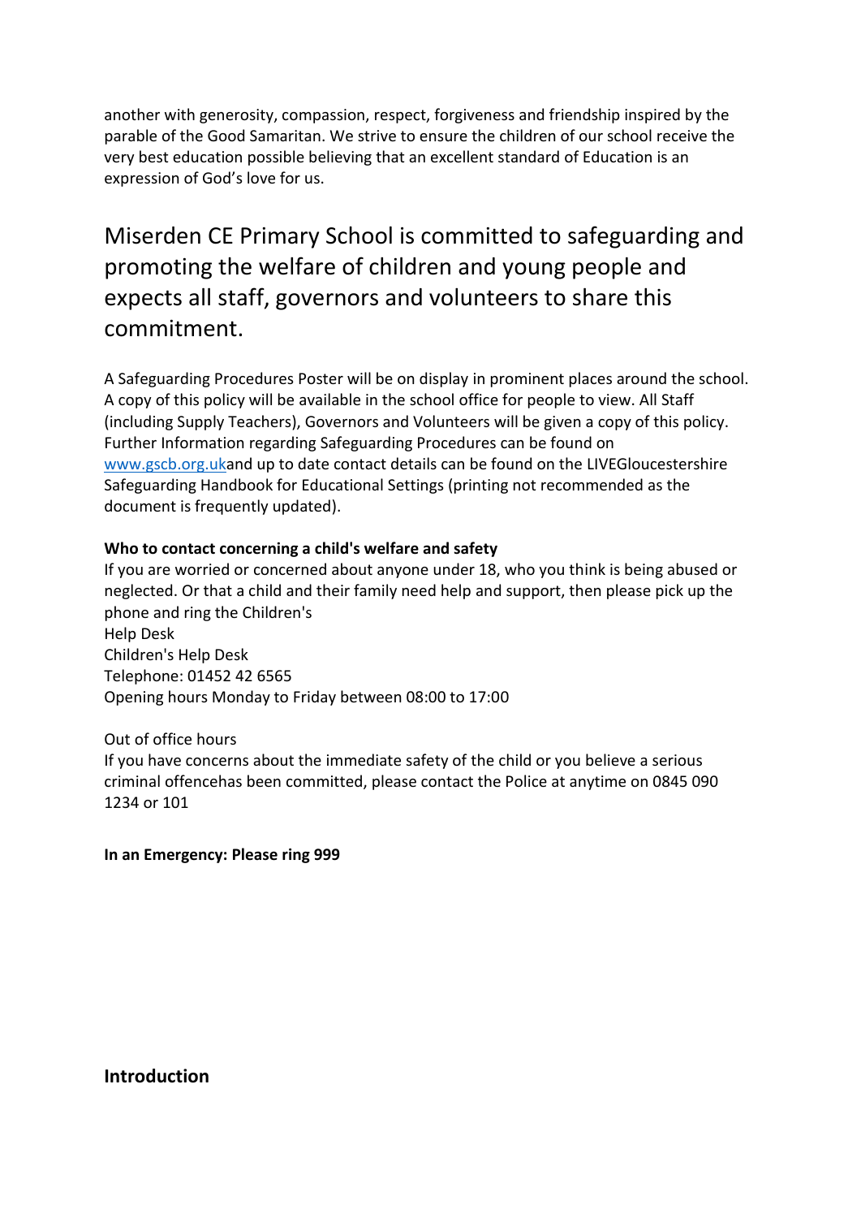another with generosity, compassion, respect, forgiveness and friendship inspired by the parable of the Good Samaritan. We strive to ensure the children of our school receive the very best education possible believing that an excellent standard of Education is an expression of God's love for us.

## Miserden CE Primary School is committed to safeguarding and promoting the welfare of children and young people and expects all staff, governors and volunteers to share this commitment.

A Safeguarding Procedures Poster will be on display in prominent places around the school. A copy of this policy will be available in the school office for people to view. All Staff (including Supply Teachers), Governors and Volunteers will be given a copy of this policy. Further Information regarding Safeguarding Procedures can be found on [www.gscb.org.uk](www.gscb.org.uk)and up to date contact details can be found on the LIVEGloucestershire Safeguarding Handbook for Educational Settings (printing not recommended as the document is frequently updated).

**Who to contact concerning a child's welfare and safety**
If you are worried or concerned about anyone under 18, who you think is being abused or neglected. Or that a child and their family need help and support, then please pick up the phone and ring the Children's
Help Desk
Children's Help Desk
Telephone: 01452 42 6565
Opening hours Monday to Friday between 08:00 to 17:00

Out of office hours
If you have concerns about the immediate safety of the child or you believe a serious criminal offencehas been committed, please contact the Police at anytime on 0845 090 1234 or 101

**In an Emergency: Please ring 999**

## Introduction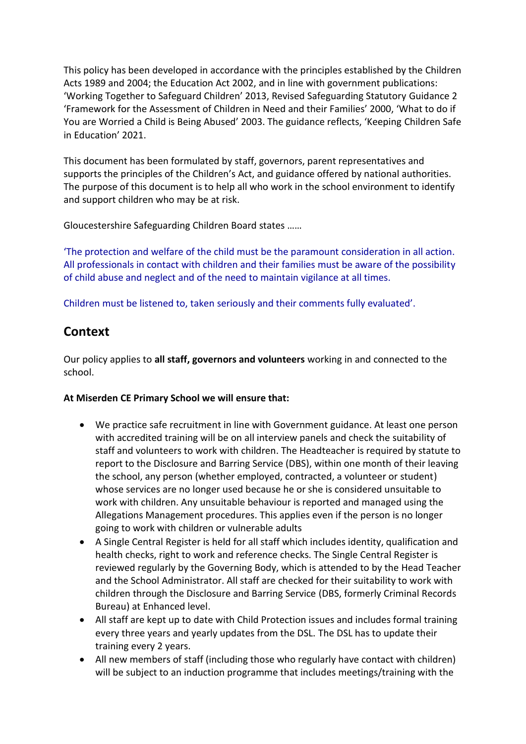This policy has been developed in accordance with the principles established by the Children Acts 1989 and 2004; the Education Act 2002, and in line with government publications: 'Working Together to Safeguard Children' 2013, Revised Safeguarding Statutory Guidance 2 'Framework for the Assessment of Children in Need and their Families' 2000, 'What to do if You are Worried a Child is Being Abused' 2003. The guidance reflects, 'Keeping Children Safe in Education' 2021.

This document has been formulated by staff, governors, parent representatives and supports the principles of the Children's Act, and guidance offered by national authorities. The purpose of this document is to help all who work in the school environment to identify and support children who may be at risk.

Gloucestershire Safeguarding Children Board states ……

'The protection and welfare of the child must be the paramount consideration in all action. All professionals in contact with children and their families must be aware of the possibility of child abuse and neglect and of the need to maintain vigilance at all times.

Children must be listened to, taken seriously and their comments fully evaluated'.

## Context

Our policy applies to **all staff, governors and volunteers** working in and connected to the school.

**At Miserden CE Primary School we will ensure that:**

- We practice safe recruitment in line with Government guidance. At least one person with accredited training will be on all interview panels and check the suitability of staff and volunteers to work with children. The Headteacher is required by statute to report to the Disclosure and Barring Service (DBS), within one month of their leaving the school, any person (whether employed, contracted, a volunteer or student) whose services are no longer used because he or she is considered unsuitable to work with children. Any unsuitable behaviour is reported and managed using the Allegations Management procedures. This applies even if the person is no longer going to work with children or vulnerable adults
- A Single Central Register is held for all staff which includes identity, qualification and health checks, right to work and reference checks. The Single Central Register is reviewed regularly by the Governing Body, which is attended to by the Head Teacher and the School Administrator. All staff are checked for their suitability to work with children through the Disclosure and Barring Service (DBS, formerly Criminal Records Bureau) at Enhanced level.
- All staff are kept up to date with Child Protection issues and includes formal training every three years and yearly updates from the DSL. The DSL has to update their training every 2 years.
- All new members of staff (including those who regularly have contact with children) will be subject to an induction programme that includes meetings/training with the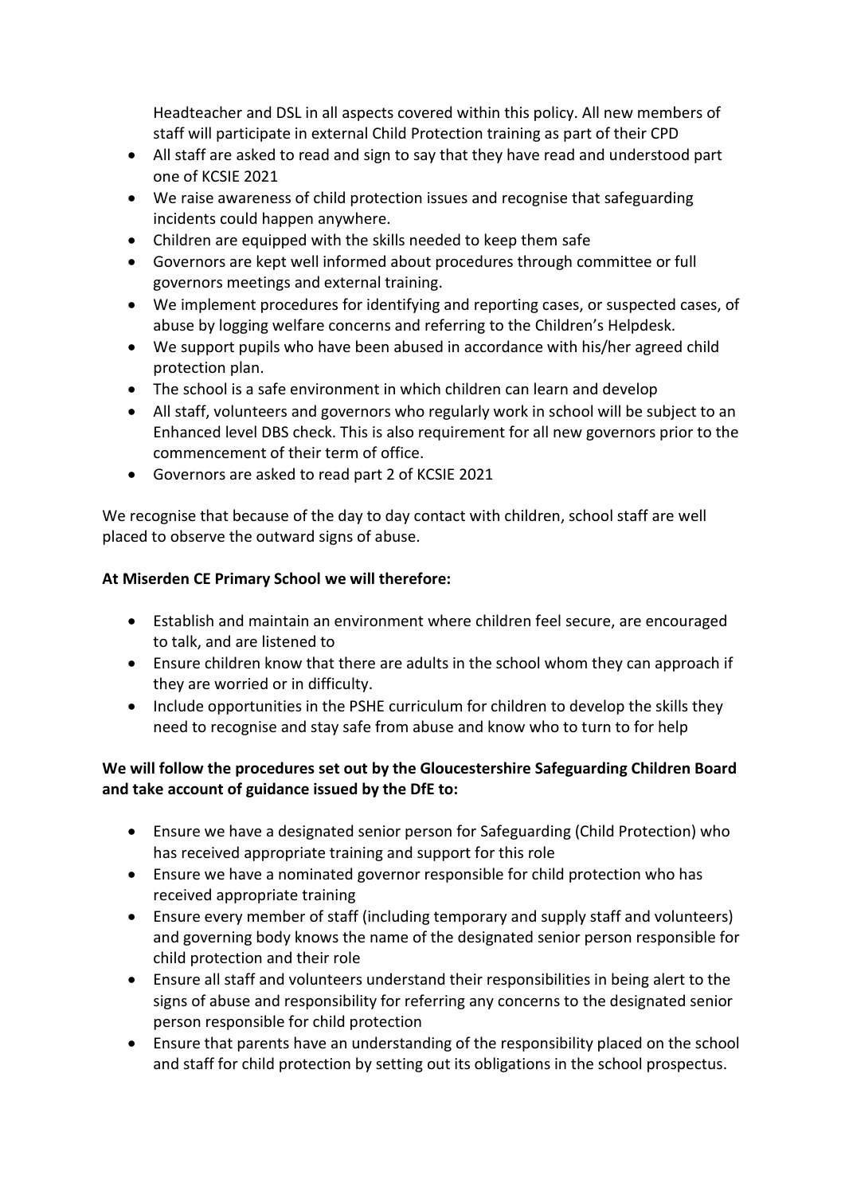Headteacher and DSL in all aspects covered within this policy. All new members of staff will participate in external Child Protection training as part of their CPD

- All staff are asked to read and sign to say that they have read and understood part one of KCSIE 2021
- We raise awareness of child protection issues and recognise that safeguarding incidents could happen anywhere.
- Children are equipped with the skills needed to keep them safe
- Governors are kept well informed about procedures through committee or full governors meetings and external training.
- We implement procedures for identifying and reporting cases, or suspected cases, of abuse by logging welfare concerns and referring to the Children's Helpdesk.
- We support pupils who have been abused in accordance with his/her agreed child protection plan.
- The school is a safe environment in which children can learn and develop
- All staff, volunteers and governors who regularly work in school will be subject to an Enhanced level DBS check. This is also requirement for all new governors prior to the commencement of their term of office.
- Governors are asked to read part 2 of KCSIE 2021

We recognise that because of the day to day contact with children, school staff are well placed to observe the outward signs of abuse.

**At Miserden CE Primary School we will therefore:**

- Establish and maintain an environment where children feel secure, are encouraged to talk, and are listened to
- Ensure children know that there are adults in the school whom they can approach if they are worried or in difficulty.
- Include opportunities in the PSHE curriculum for children to develop the skills they need to recognise and stay safe from abuse and know who to turn to for help

**We will follow the procedures set out by the Gloucestershire Safeguarding Children Board and take account of guidance issued by the DfE to:**

- Ensure we have a designated senior person for Safeguarding (Child Protection) who has received appropriate training and support for this role
- Ensure we have a nominated governor responsible for child protection who has received appropriate training
- Ensure every member of staff (including temporary and supply staff and volunteers) and governing body knows the name of the designated senior person responsible for child protection and their role
- Ensure all staff and volunteers understand their responsibilities in being alert to the signs of abuse and responsibility for referring any concerns to the designated senior person responsible for child protection
- Ensure that parents have an understanding of the responsibility placed on the school and staff for child protection by setting out its obligations in the school prospectus.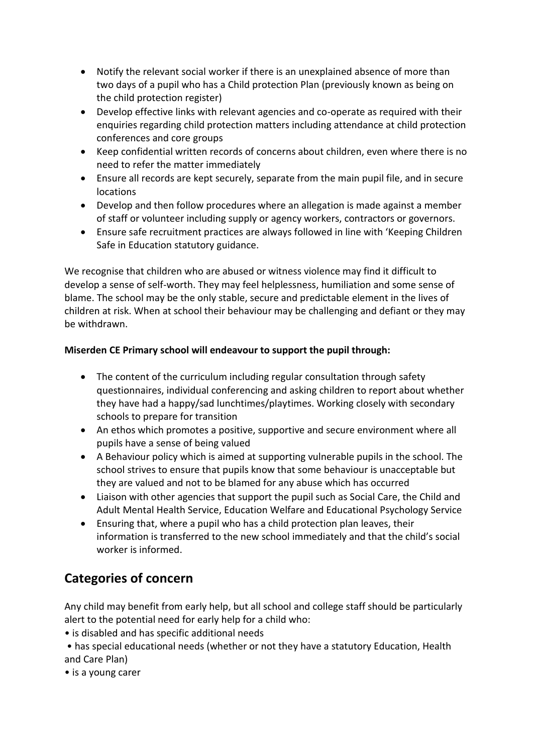- Notify the relevant social worker if there is an unexplained absence of more than two days of a pupil who has a Child protection Plan (previously known as being on the child protection register)
- Develop effective links with relevant agencies and co-operate as required with their enquiries regarding child protection matters including attendance at child protection conferences and core groups
- Keep confidential written records of concerns about children, even where there is no need to refer the matter immediately
- Ensure all records are kept securely, separate from the main pupil file, and in secure locations
- Develop and then follow procedures where an allegation is made against a member of staff or volunteer including supply or agency workers, contractors or governors.
- Ensure safe recruitment practices are always followed in line with 'Keeping Children Safe in Education statutory guidance.

We recognise that children who are abused or witness violence may find it difficult to develop a sense of self-worth. They may feel helplessness, humiliation and some sense of blame. The school may be the only stable, secure and predictable element in the lives of children at risk. When at school their behaviour may be challenging and defiant or they may be withdrawn.

**Miserden CE Primary school will endeavour to support the pupil through:**

- The content of the curriculum including regular consultation through safety questionnaires, individual conferencing and asking children to report about whether they have had a happy/sad lunchtimes/playtimes. Working closely with secondary schools to prepare for transition
- An ethos which promotes a positive, supportive and secure environment where all pupils have a sense of being valued
- A Behaviour policy which is aimed at supporting vulnerable pupils in the school. The school strives to ensure that pupils know that some behaviour is unacceptable but they are valued and not to be blamed for any abuse which has occurred
- Liaison with other agencies that support the pupil such as Social Care, the Child and Adult Mental Health Service, Education Welfare and Educational Psychology Service
- Ensuring that, where a pupil who has a child protection plan leaves, their information is transferred to the new school immediately and that the child's social worker is informed.

## Categories of concern

Any child may benefit from early help, but all school and college staff should be particularly alert to the potential need for early help for a child who:

- is disabled and has specific additional needs
- has special educational needs (whether or not they have a statutory Education, Health and Care Plan)
- is a young carer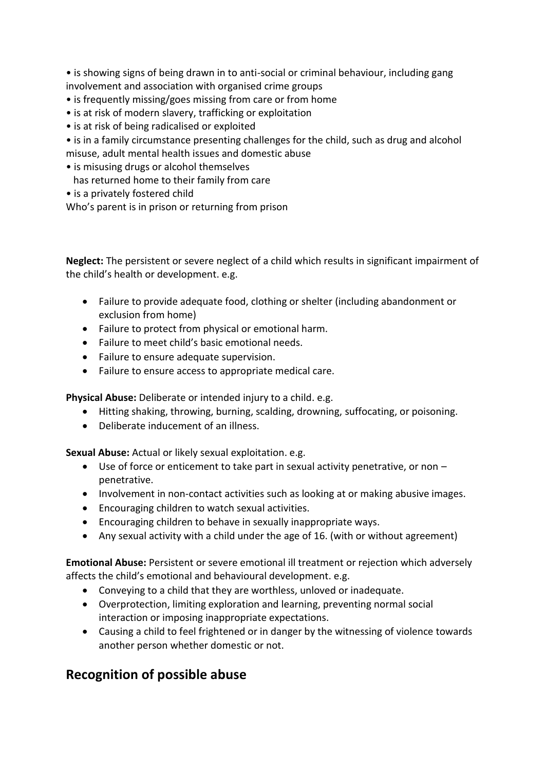• is showing signs of being drawn in to anti-social or criminal behaviour, including gang involvement and association with organised crime groups
• is frequently missing/goes missing from care or from home
• is at risk of modern slavery, trafficking or exploitation
• is at risk of being radicalised or exploited
• is in a family circumstance presenting challenges for the child, such as drug and alcohol misuse, adult mental health issues and domestic abuse
• is misusing drugs or alcohol themselves
  has returned home to their family from care
• is a privately fostered child
Who's parent is in prison or returning from prison

**Neglect:** The persistent or severe neglect of a child which results in significant impairment of the child's health or development. e.g.

- Failure to provide adequate food, clothing or shelter (including abandonment or exclusion from home)
- Failure to protect from physical or emotional harm.
- Failure to meet child's basic emotional needs.
- Failure to ensure adequate supervision.
- Failure to ensure access to appropriate medical care.

**Physical Abuse:** Deliberate or intended injury to a child. e.g.

- Hitting shaking, throwing, burning, scalding, drowning, suffocating, or poisoning.
- Deliberate inducement of an illness.

**Sexual Abuse:** Actual or likely sexual exploitation. e.g.

- Use of force or enticement to take part in sexual activity penetrative, or non – penetrative.
- Involvement in non-contact activities such as looking at or making abusive images.
- Encouraging children to watch sexual activities.
- Encouraging children to behave in sexually inappropriate ways.
- Any sexual activity with a child under the age of 16. (with or without agreement)

**Emotional Abuse:** Persistent or severe emotional ill treatment or rejection which adversely affects the child's emotional and behavioural development. e.g.

- Conveying to a child that they are worthless, unloved or inadequate.
- Overprotection, limiting exploration and learning, preventing normal social interaction or imposing inappropriate expectations.
- Causing a child to feel frightened or in danger by the witnessing of violence towards another person whether domestic or not.

## Recognition of possible abuse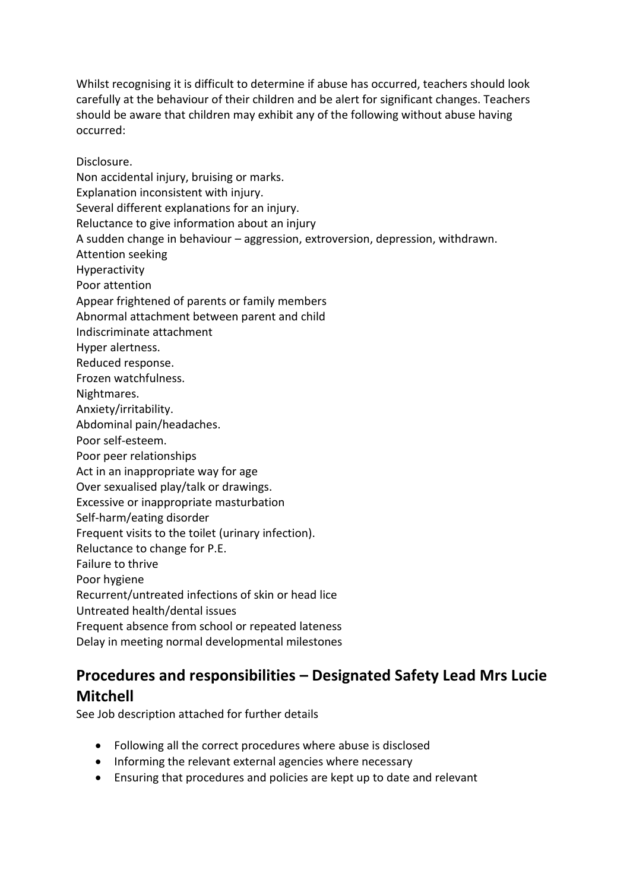Whilst recognising it is difficult to determine if abuse has occurred, teachers should look carefully at the behaviour of their children and be alert for significant changes. Teachers should be aware that children may exhibit any of the following without abuse having occurred:

Disclosure.
Non accidental injury, bruising or marks.
Explanation inconsistent with injury.
Several different explanations for an injury.
Reluctance to give information about an injury
A sudden change in behaviour – aggression, extroversion, depression, withdrawn.
Attention seeking
Hyperactivity
Poor attention
Appear frightened of parents or family members
Abnormal attachment between parent and child
Indiscriminate attachment
Hyper alertness.
Reduced response.
Frozen watchfulness.
Nightmares.
Anxiety/irritability.
Abdominal pain/headaches.
Poor self-esteem.
Poor peer relationships
Act in an inappropriate way for age
Over sexualised play/talk or drawings.
Excessive or inappropriate masturbation
Self-harm/eating disorder
Frequent visits to the toilet (urinary infection).
Reluctance to change for P.E.
Failure to thrive
Poor hygiene
Recurrent/untreated infections of skin or head lice
Untreated health/dental issues
Frequent absence from school or repeated lateness
Delay in meeting normal developmental milestones

## Procedures and responsibilities – Designated Safety Lead Mrs Lucie Mitchell

See Job description attached for further details

- Following all the correct procedures where abuse is disclosed
- Informing the relevant external agencies where necessary
- Ensuring that procedures and policies are kept up to date and relevant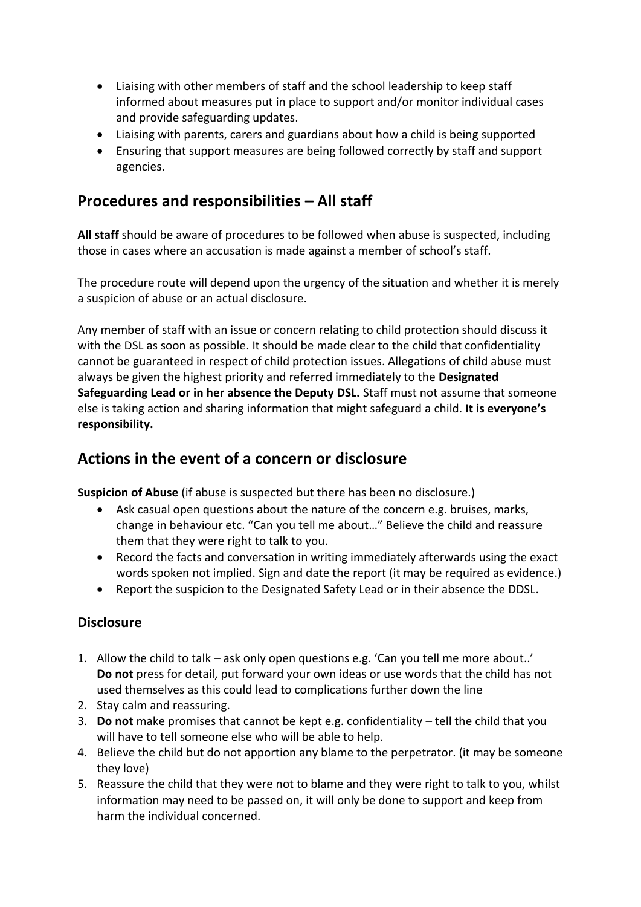- Liaising with other members of staff and the school leadership to keep staff informed about measures put in place to support and/or monitor individual cases and provide safeguarding updates.
- Liaising with parents, carers and guardians about how a child is being supported
- Ensuring that support measures are being followed correctly by staff and support agencies.

## Procedures and responsibilities – All staff

**All staff** should be aware of procedures to be followed when abuse is suspected, including those in cases where an accusation is made against a member of school's staff.

The procedure route will depend upon the urgency of the situation and whether it is merely a suspicion of abuse or an actual disclosure.

Any member of staff with an issue or concern relating to child protection should discuss it with the DSL as soon as possible. It should be made clear to the child that confidentiality cannot be guaranteed in respect of child protection issues. Allegations of child abuse must always be given the highest priority and referred immediately to the **Designated Safeguarding Lead or in her absence the Deputy DSL.** Staff must not assume that someone else is taking action and sharing information that might safeguard a child. **It is everyone's responsibility.**

## Actions in the event of a concern or disclosure

**Suspicion of Abuse** (if abuse is suspected but there has been no disclosure.)

- Ask casual open questions about the nature of the concern e.g. bruises, marks, change in behaviour etc. "Can you tell me about…" Believe the child and reassure them that they were right to talk to you.
- Record the facts and conversation in writing immediately afterwards using the exact words spoken not implied. Sign and date the report (it may be required as evidence.)
- Report the suspicion to the Designated Safety Lead or in their absence the DDSL.

### Disclosure

1. Allow the child to talk – ask only open questions e.g. 'Can you tell me more about..' **Do not** press for detail, put forward your own ideas or use words that the child has not used themselves as this could lead to complications further down the line
2. Stay calm and reassuring.
3. **Do not** make promises that cannot be kept e.g. confidentiality – tell the child that you will have to tell someone else who will be able to help.
4. Believe the child but do not apportion any blame to the perpetrator. (it may be someone they love)
5. Reassure the child that they were not to blame and they were right to talk to you, whilst information may need to be passed on, it will only be done to support and keep from harm the individual concerned.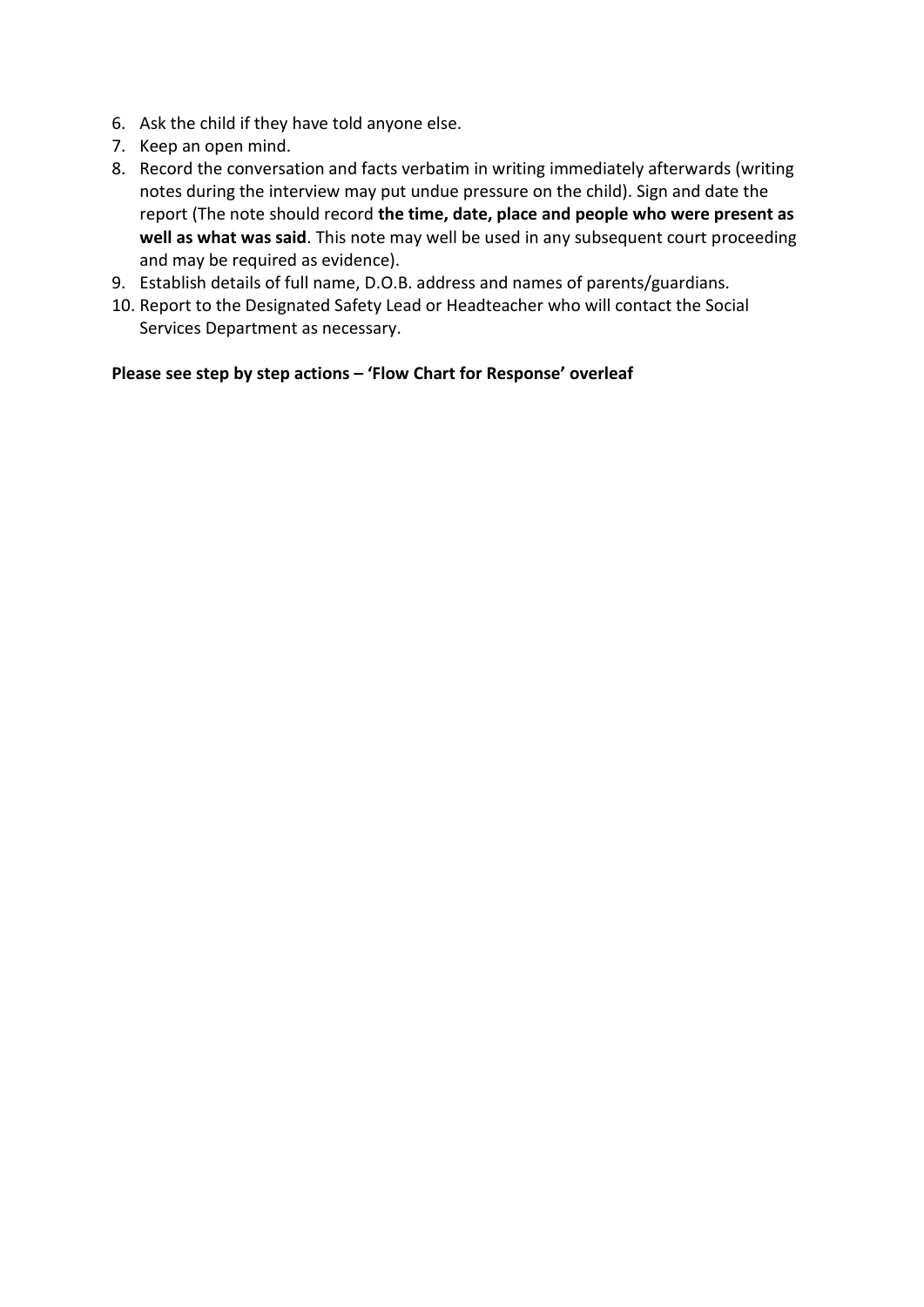6. Ask the child if they have told anyone else.
7. Keep an open mind.
8. Record the conversation and facts verbatim in writing immediately afterwards (writing notes during the interview may put undue pressure on the child). Sign and date the report (The note should record **the time, date, place and people who were present as well as what was said**. This note may well be used in any subsequent court proceeding and may be required as evidence).
9. Establish details of full name, D.O.B. address and names of parents/guardians.
10. Report to the Designated Safety Lead or Headteacher who will contact the Social Services Department as necessary.

**Please see step by step actions – 'Flow Chart for Response' overleaf**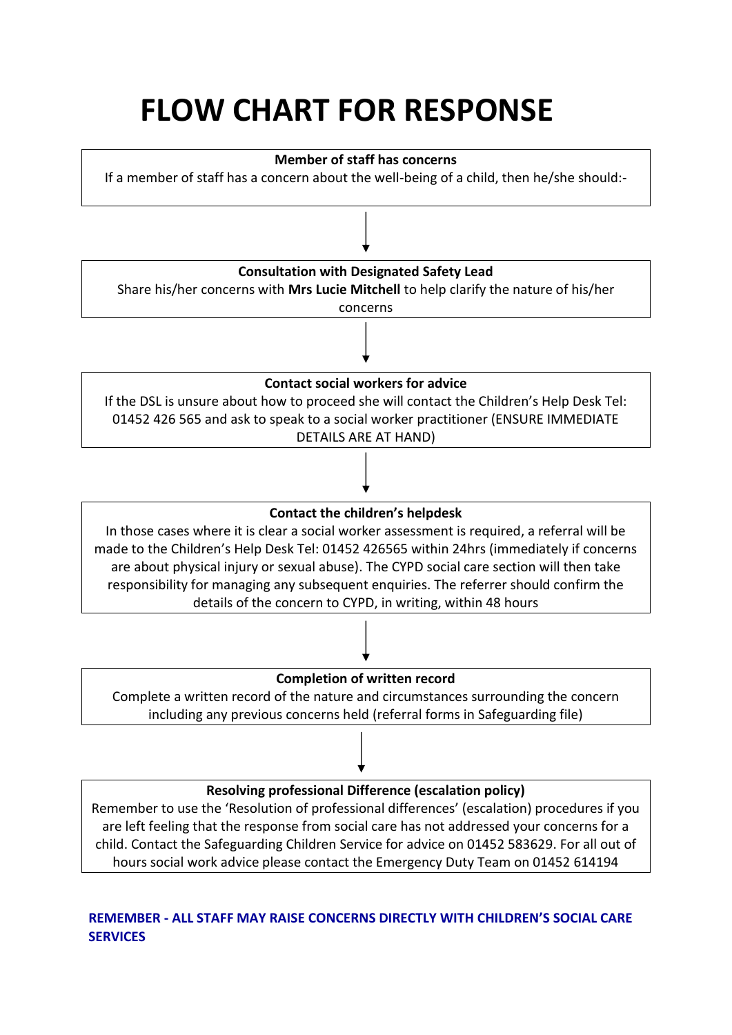# FLOW CHART FOR RESPONSE

**Member of staff has concerns**

If a member of staff has a concern about the well-being of a child, then he/she should:-

↓

**Consultation with Designated Safety Lead**

Share his/her concerns with **Mrs Lucie Mitchell** to help clarify the nature of his/her concerns

↓

**Contact social workers for advice**

If the DSL is unsure about how to proceed she will contact the Children's Help Desk Tel: 01452 426 565 and ask to speak to a social worker practitioner (ENSURE IMMEDIATE DETAILS ARE AT HAND)

↓

**Contact the children's helpdesk**

In those cases where it is clear a social worker assessment is required, a referral will be made to the Children's Help Desk Tel: 01452 426565 within 24hrs (immediately if concerns are about physical injury or sexual abuse). The CYPD social care section will then take responsibility for managing any subsequent enquiries. The referrer should confirm the details of the concern to CYPD, in writing, within 48 hours

↓

**Completion of written record**

Complete a written record of the nature and circumstances surrounding the concern including any previous concerns held (referral forms in Safeguarding file)

↓

**Resolving professional Difference (escalation policy)**

Remember to use the 'Resolution of professional differences' (escalation) procedures if you are left feeling that the response from social care has not addressed your concerns for a child. Contact the Safeguarding Children Service for advice on 01452 583629. For all out of hours social work advice please contact the Emergency Duty Team on 01452 614194

**REMEMBER - ALL STAFF MAY RAISE CONCERNS DIRECTLY WITH CHILDREN'S SOCIAL CARE SERVICES**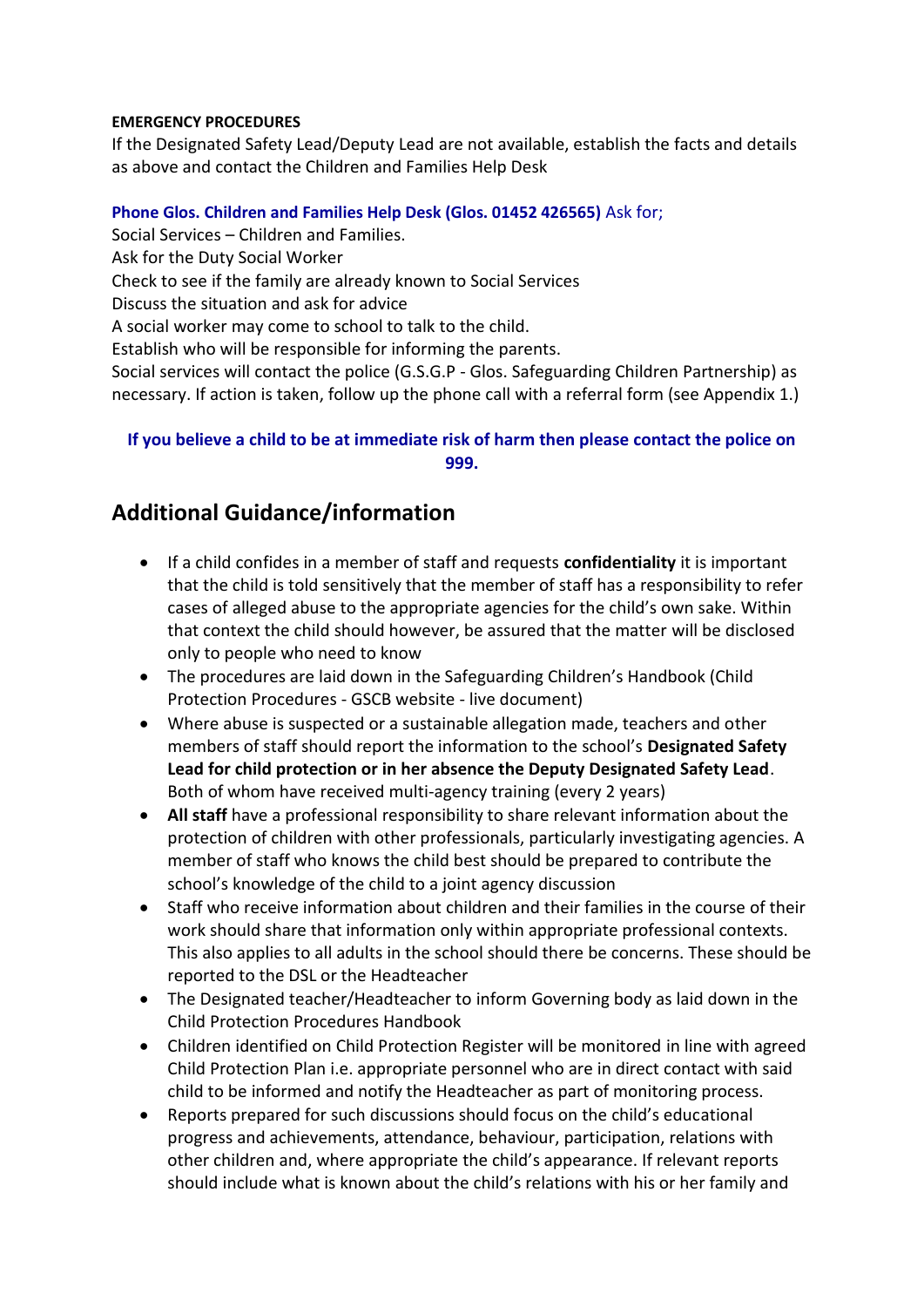**EMERGENCY PROCEDURES**

If the Designated Safety Lead/Deputy Lead are not available, establish the facts and details as above and contact the Children and Families Help Desk

**Phone Glos. Children and Families Help Desk (Glos. 01452 426565)** Ask for;

Social Services – Children and Families.
Ask for the Duty Social Worker
Check to see if the family are already known to Social Services
Discuss the situation and ask for advice
A social worker may come to school to talk to the child.
Establish who will be responsible for informing the parents.
Social services will contact the police (G.S.G.P - Glos. Safeguarding Children Partnership) as necessary. If action is taken, follow up the phone call with a referral form (see Appendix 1.)

**If you believe a child to be at immediate risk of harm then please contact the police on 999.**

## Additional Guidance/information

- If a child confides in a member of staff and requests **confidentiality** it is important that the child is told sensitively that the member of staff has a responsibility to refer cases of alleged abuse to the appropriate agencies for the child's own sake. Within that context the child should however, be assured that the matter will be disclosed only to people who need to know
- The procedures are laid down in the Safeguarding Children's Handbook (Child Protection Procedures - GSCB website - live document)
- Where abuse is suspected or a sustainable allegation made, teachers and other members of staff should report the information to the school's **Designated Safety Lead for child protection or in her absence the Deputy Designated Safety Lead**. Both of whom have received multi-agency training (every 2 years)
- **All staff** have a professional responsibility to share relevant information about the protection of children with other professionals, particularly investigating agencies. A member of staff who knows the child best should be prepared to contribute the school's knowledge of the child to a joint agency discussion
- Staff who receive information about children and their families in the course of their work should share that information only within appropriate professional contexts. This also applies to all adults in the school should there be concerns. These should be reported to the DSL or the Headteacher
- The Designated teacher/Headteacher to inform Governing body as laid down in the Child Protection Procedures Handbook
- Children identified on Child Protection Register will be monitored in line with agreed Child Protection Plan i.e. appropriate personnel who are in direct contact with said child to be informed and notify the Headteacher as part of monitoring process.
- Reports prepared for such discussions should focus on the child's educational progress and achievements, attendance, behaviour, participation, relations with other children and, where appropriate the child's appearance. If relevant reports should include what is known about the child's relations with his or her family and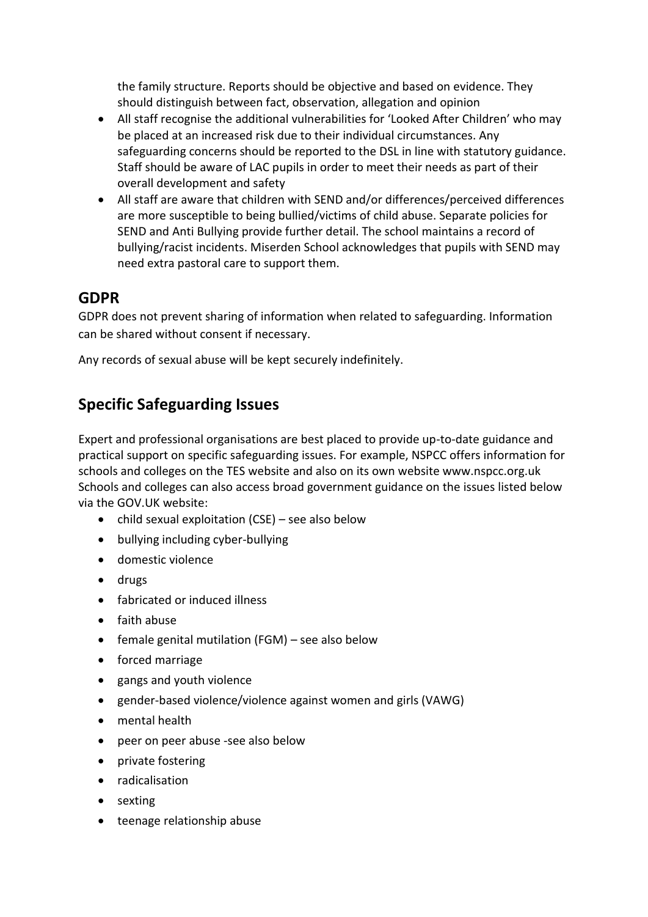the family structure. Reports should be objective and based on evidence. They should distinguish between fact, observation, allegation and opinion

- All staff recognise the additional vulnerabilities for 'Looked After Children' who may be placed at an increased risk due to their individual circumstances. Any safeguarding concerns should be reported to the DSL in line with statutory guidance. Staff should be aware of LAC pupils in order to meet their needs as part of their overall development and safety
- All staff are aware that children with SEND and/or differences/perceived differences are more susceptible to being bullied/victims of child abuse. Separate policies for SEND and Anti Bullying provide further detail. The school maintains a record of bullying/racist incidents. Miserden School acknowledges that pupils with SEND may need extra pastoral care to support them.

## GDPR

GDPR does not prevent sharing of information when related to safeguarding. Information can be shared without consent if necessary.

Any records of sexual abuse will be kept securely indefinitely.

## Specific Safeguarding Issues

Expert and professional organisations are best placed to provide up-to-date guidance and practical support on specific safeguarding issues. For example, NSPCC offers information for schools and colleges on the TES website and also on its own website www.nspcc.org.uk Schools and colleges can also access broad government guidance on the issues listed below via the GOV.UK website:

- child sexual exploitation (CSE) – see also below
- bullying including cyber-bullying
- domestic violence
- drugs
- fabricated or induced illness
- faith abuse
- female genital mutilation (FGM) – see also below
- forced marriage
- gangs and youth violence
- gender-based violence/violence against women and girls (VAWG)
- mental health
- peer on peer abuse -see also below
- private fostering
- radicalisation
- sexting
- teenage relationship abuse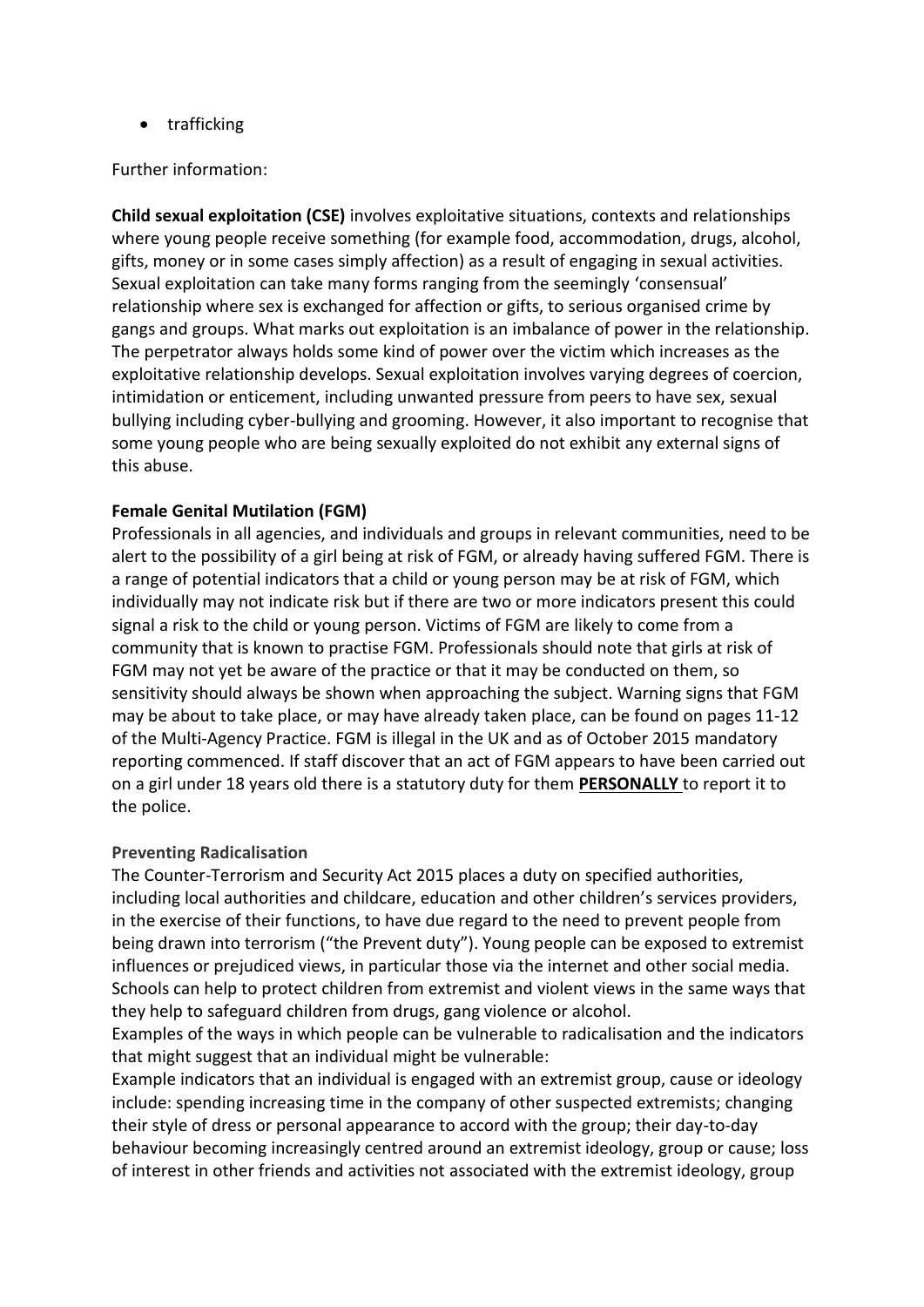- trafficking

Further information:

**Child sexual exploitation (CSE)** involves exploitative situations, contexts and relationships where young people receive something (for example food, accommodation, drugs, alcohol, gifts, money or in some cases simply affection) as a result of engaging in sexual activities. Sexual exploitation can take many forms ranging from the seemingly 'consensual' relationship where sex is exchanged for affection or gifts, to serious organised crime by gangs and groups. What marks out exploitation is an imbalance of power in the relationship. The perpetrator always holds some kind of power over the victim which increases as the exploitative relationship develops. Sexual exploitation involves varying degrees of coercion, intimidation or enticement, including unwanted pressure from peers to have sex, sexual bullying including cyber-bullying and grooming. However, it also important to recognise that some young people who are being sexually exploited do not exhibit any external signs of this abuse.

**Female Genital Mutilation (FGM)**
Professionals in all agencies, and individuals and groups in relevant communities, need to be alert to the possibility of a girl being at risk of FGM, or already having suffered FGM. There is a range of potential indicators that a child or young person may be at risk of FGM, which individually may not indicate risk but if there are two or more indicators present this could signal a risk to the child or young person. Victims of FGM are likely to come from a community that is known to practise FGM. Professionals should note that girls at risk of FGM may not yet be aware of the practice or that it may be conducted on them, so sensitivity should always be shown when approaching the subject. Warning signs that FGM may be about to take place, or may have already taken place, can be found on pages 11-12 of the Multi-Agency Practice. FGM is illegal in the UK and as of October 2015 mandatory reporting commenced. If staff discover that an act of FGM appears to have been carried out on a girl under 18 years old there is a statutory duty for them **PERSONALLY** to report it to the police.

**Preventing Radicalisation**
The Counter-Terrorism and Security Act 2015 places a duty on specified authorities, including local authorities and childcare, education and other children's services providers, in the exercise of their functions, to have due regard to the need to prevent people from being drawn into terrorism ("the Prevent duty"). Young people can be exposed to extremist influences or prejudiced views, in particular those via the internet and other social media. Schools can help to protect children from extremist and violent views in the same ways that they help to safeguard children from drugs, gang violence or alcohol.
Examples of the ways in which people can be vulnerable to radicalisation and the indicators that might suggest that an individual might be vulnerable:
Example indicators that an individual is engaged with an extremist group, cause or ideology include: spending increasing time in the company of other suspected extremists; changing their style of dress or personal appearance to accord with the group; their day-to-day behaviour becoming increasingly centred around an extremist ideology, group or cause; loss of interest in other friends and activities not associated with the extremist ideology, group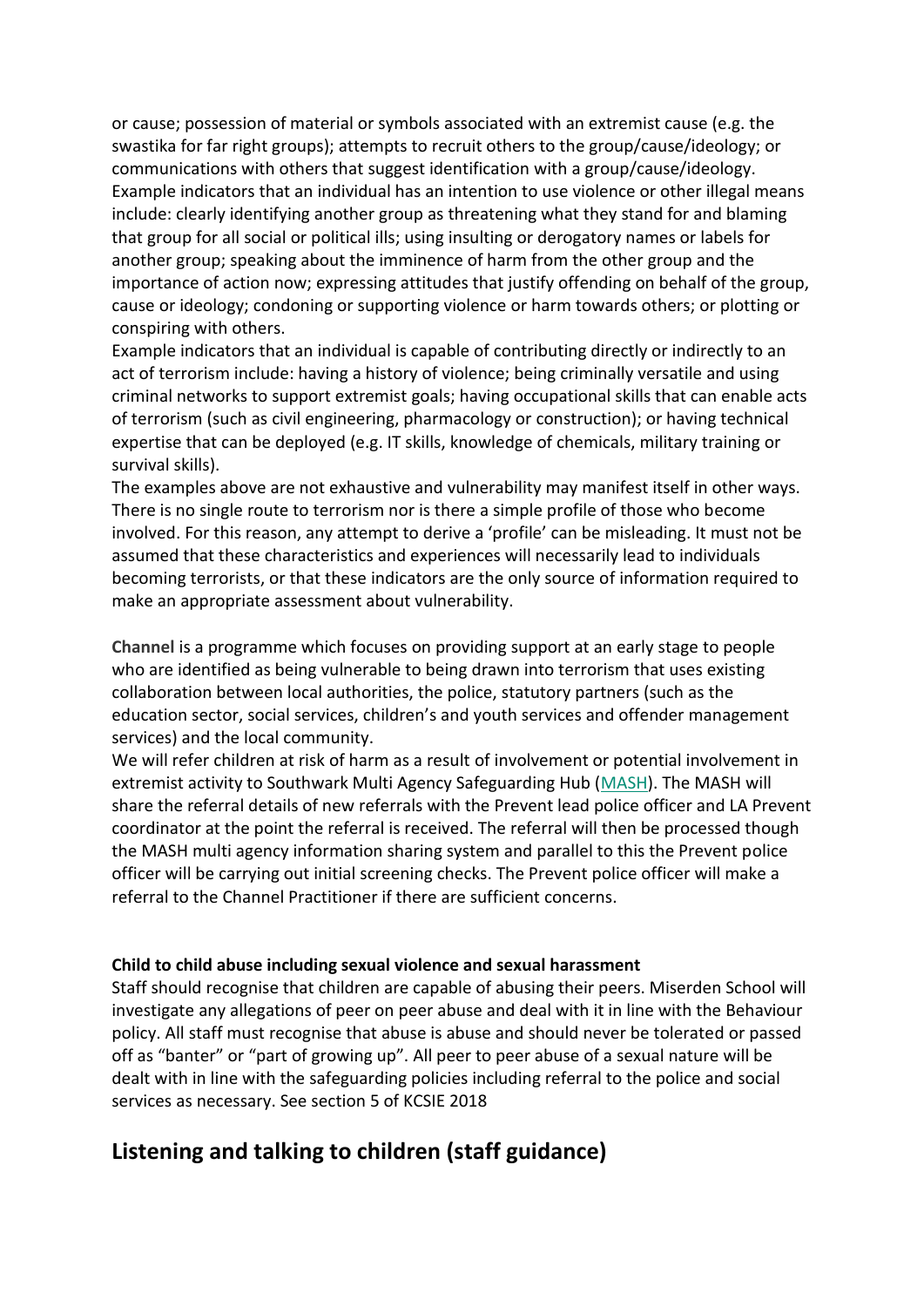or cause; possession of material or symbols associated with an extremist cause (e.g. the swastika for far right groups); attempts to recruit others to the group/cause/ideology; or communications with others that suggest identification with a group/cause/ideology.
Example indicators that an individual has an intention to use violence or other illegal means include: clearly identifying another group as threatening what they stand for and blaming that group for all social or political ills; using insulting or derogatory names or labels for another group; speaking about the imminence of harm from the other group and the importance of action now; expressing attitudes that justify offending on behalf of the group, cause or ideology; condoning or supporting violence or harm towards others; or plotting or conspiring with others.
Example indicators that an individual is capable of contributing directly or indirectly to an act of terrorism include: having a history of violence; being criminally versatile and using criminal networks to support extremist goals; having occupational skills that can enable acts of terrorism (such as civil engineering, pharmacology or construction); or having technical expertise that can be deployed (e.g. IT skills, knowledge of chemicals, military training or survival skills).
The examples above are not exhaustive and vulnerability may manifest itself in other ways. There is no single route to terrorism nor is there a simple profile of those who become involved. For this reason, any attempt to derive a 'profile' can be misleading. It must not be assumed that these characteristics and experiences will necessarily lead to individuals becoming terrorists, or that these indicators are the only source of information required to make an appropriate assessment about vulnerability.

**Channel** is a programme which focuses on providing support at an early stage to people who are identified as being vulnerable to being drawn into terrorism that uses existing collaboration between local authorities, the police, statutory partners (such as the education sector, social services, children's and youth services and offender management services) and the local community.
We will refer children at risk of harm as a result of involvement or potential involvement in extremist activity to Southwark Multi Agency Safeguarding Hub (MASH). The MASH will share the referral details of new referrals with the Prevent lead police officer and LA Prevent coordinator at the point the referral is received. The referral will then be processed though the MASH multi agency information sharing system and parallel to this the Prevent police officer will be carrying out initial screening checks. The Prevent police officer will make a referral to the Channel Practitioner if there are sufficient concerns.

**Child to child abuse including sexual violence and sexual harassment**
Staff should recognise that children are capable of abusing their peers. Miserden School will investigate any allegations of peer on peer abuse and deal with it in line with the Behaviour policy. All staff must recognise that abuse is abuse and should never be tolerated or passed off as "banter" or "part of growing up". All peer to peer abuse of a sexual nature will be dealt with in line with the safeguarding policies including referral to the police and social services as necessary. See section 5 of KCSIE 2018

## Listening and talking to children (staff guidance)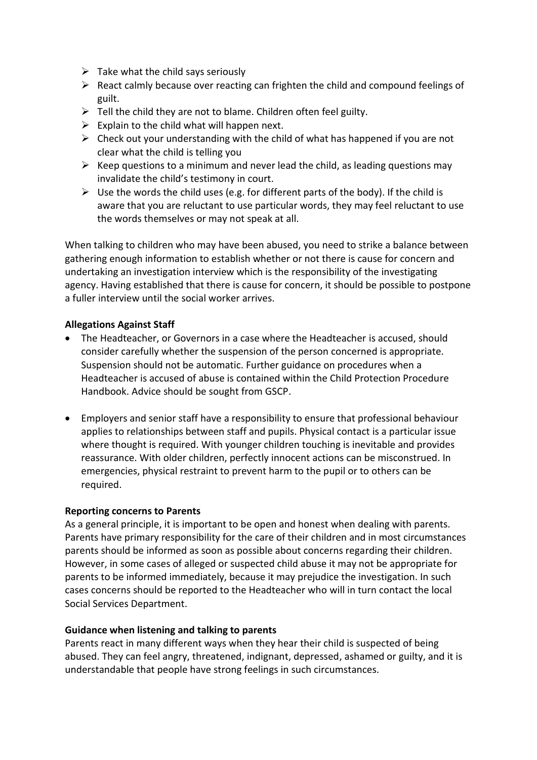- Take what the child says seriously
- React calmly because over reacting can frighten the child and compound feelings of guilt.
- Tell the child they are not to blame. Children often feel guilty.
- Explain to the child what will happen next.
- Check out your understanding with the child of what has happened if you are not clear what the child is telling you
- Keep questions to a minimum and never lead the child, as leading questions may invalidate the child's testimony in court.
- Use the words the child uses (e.g. for different parts of the body). If the child is aware that you are reluctant to use particular words, they may feel reluctant to use the words themselves or may not speak at all.

When talking to children who may have been abused, you need to strike a balance between gathering enough information to establish whether or not there is cause for concern and undertaking an investigation interview which is the responsibility of the investigating agency. Having established that there is cause for concern, it should be possible to postpone a fuller interview until the social worker arrives.

**Allegations Against Staff**

- The Headteacher, or Governors in a case where the Headteacher is accused, should consider carefully whether the suspension of the person concerned is appropriate. Suspension should not be automatic. Further guidance on procedures when a Headteacher is accused of abuse is contained within the Child Protection Procedure Handbook. Advice should be sought from GSCP.

- Employers and senior staff have a responsibility to ensure that professional behaviour applies to relationships between staff and pupils. Physical contact is a particular issue where thought is required. With younger children touching is inevitable and provides reassurance. With older children, perfectly innocent actions can be misconstrued. In emergencies, physical restraint to prevent harm to the pupil or to others can be required.

**Reporting concerns to Parents**

As a general principle, it is important to be open and honest when dealing with parents. Parents have primary responsibility for the care of their children and in most circumstances parents should be informed as soon as possible about concerns regarding their children. However, in some cases of alleged or suspected child abuse it may not be appropriate for parents to be informed immediately, because it may prejudice the investigation. In such cases concerns should be reported to the Headteacher who will in turn contact the local Social Services Department.

**Guidance when listening and talking to parents**

Parents react in many different ways when they hear their child is suspected of being abused. They can feel angry, threatened, indignant, depressed, ashamed or guilty, and it is understandable that people have strong feelings in such circumstances.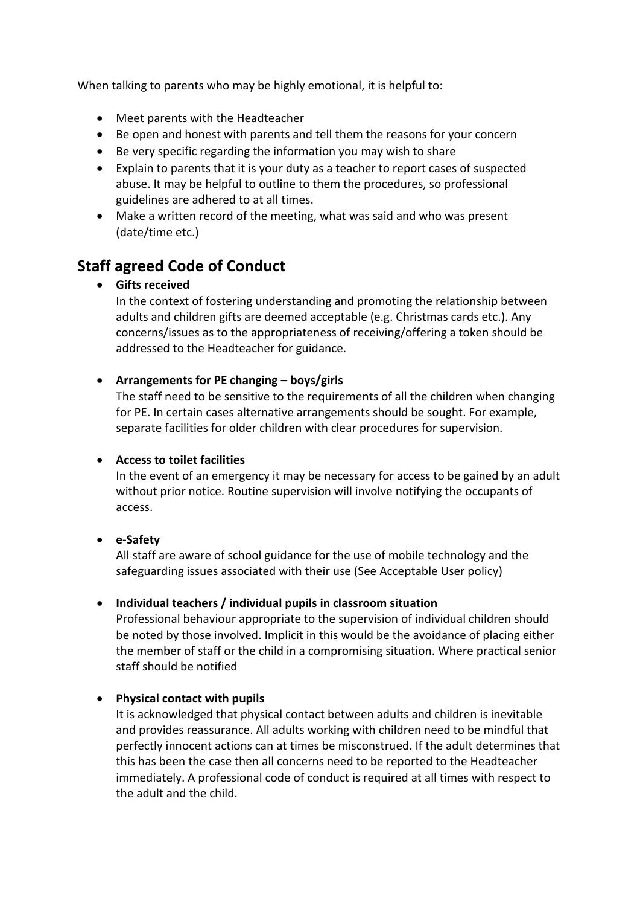When talking to parents who may be highly emotional, it is helpful to:

- Meet parents with the Headteacher
- Be open and honest with parents and tell them the reasons for your concern
- Be very specific regarding the information you may wish to share
- Explain to parents that it is your duty as a teacher to report cases of suspected abuse. It may be helpful to outline to them the procedures, so professional guidelines are adhered to at all times.
- Make a written record of the meeting, what was said and who was present (date/time etc.)

## Staff agreed Code of Conduct

- **Gifts received**
  In the context of fostering understanding and promoting the relationship between adults and children gifts are deemed acceptable (e.g. Christmas cards etc.). Any concerns/issues as to the appropriateness of receiving/offering a token should be addressed to the Headteacher for guidance.

- **Arrangements for PE changing – boys/girls**
  The staff need to be sensitive to the requirements of all the children when changing for PE. In certain cases alternative arrangements should be sought. For example, separate facilities for older children with clear procedures for supervision.

- **Access to toilet facilities**
  In the event of an emergency it may be necessary for access to be gained by an adult without prior notice. Routine supervision will involve notifying the occupants of access.

- **e-Safety**
  All staff are aware of school guidance for the use of mobile technology and the safeguarding issues associated with their use (See Acceptable User policy)

- **Individual teachers / individual pupils in classroom situation**
  Professional behaviour appropriate to the supervision of individual children should be noted by those involved. Implicit in this would be the avoidance of placing either the member of staff or the child in a compromising situation. Where practical senior staff should be notified

- **Physical contact with pupils**
  It is acknowledged that physical contact between adults and children is inevitable and provides reassurance. All adults working with children need to be mindful that perfectly innocent actions can at times be misconstrued. If the adult determines that this has been the case then all concerns need to be reported to the Headteacher immediately. A professional code of conduct is required at all times with respect to the adult and the child.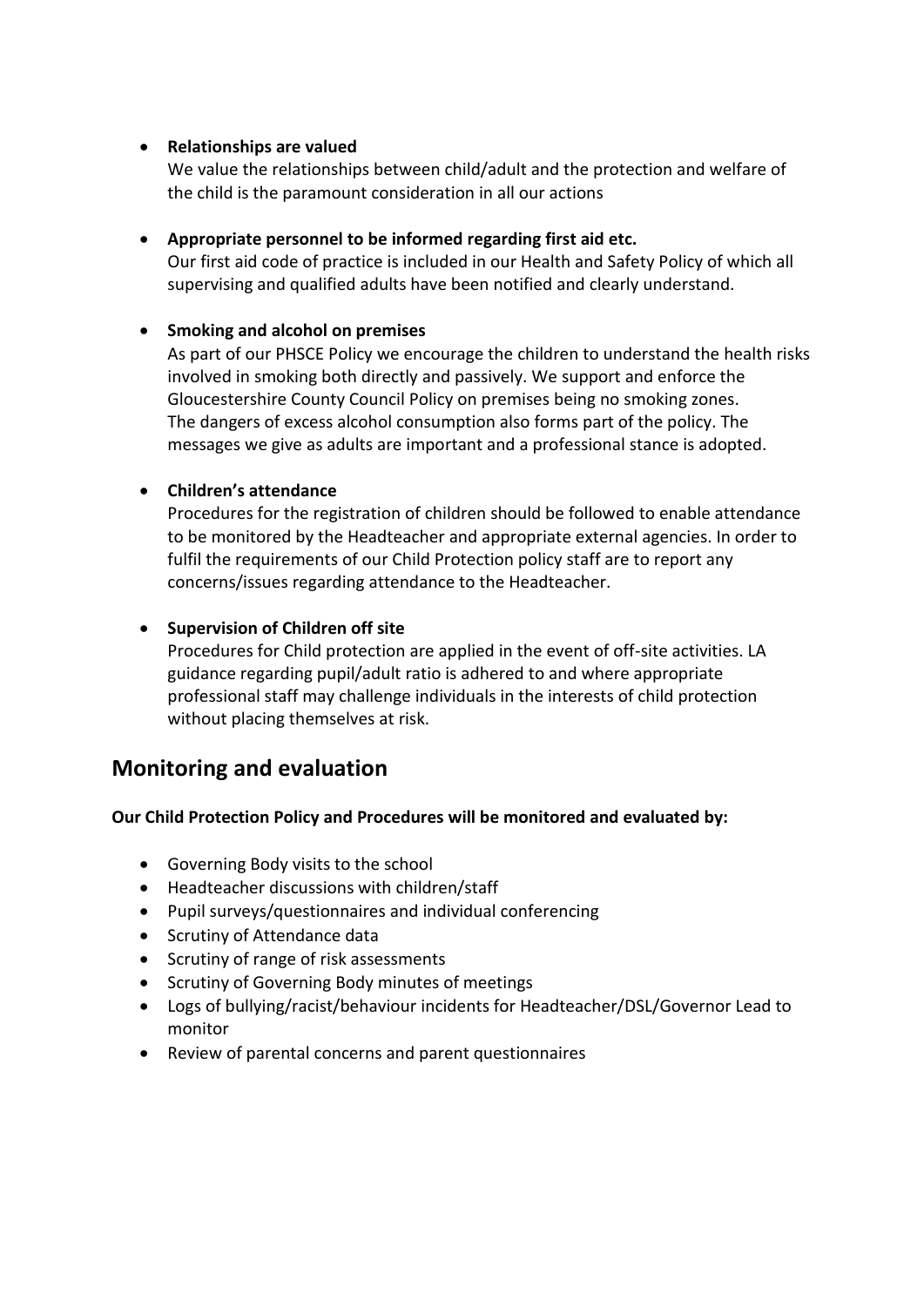- **Relationships are valued**
  We value the relationships between child/adult and the protection and welfare of the child is the paramount consideration in all our actions

- **Appropriate personnel to be informed regarding first aid etc.**
  Our first aid code of practice is included in our Health and Safety Policy of which all supervising and qualified adults have been notified and clearly understand.

- **Smoking and alcohol on premises**
  As part of our PHSCE Policy we encourage the children to understand the health risks involved in smoking both directly and passively. We support and enforce the Gloucestershire County Council Policy on premises being no smoking zones.
  The dangers of excess alcohol consumption also forms part of the policy. The messages we give as adults are important and a professional stance is adopted.

- **Children's attendance**
  Procedures for the registration of children should be followed to enable attendance to be monitored by the Headteacher and appropriate external agencies. In order to fulfil the requirements of our Child Protection policy staff are to report any concerns/issues regarding attendance to the Headteacher.

- **Supervision of Children off site**
  Procedures for Child protection are applied in the event of off-site activities. LA guidance regarding pupil/adult ratio is adhered to and where appropriate professional staff may challenge individuals in the interests of child protection without placing themselves at risk.

## Monitoring and evaluation

**Our Child Protection Policy and Procedures will be monitored and evaluated by:**

- Governing Body visits to the school
- Headteacher discussions with children/staff
- Pupil surveys/questionnaires and individual conferencing
- Scrutiny of Attendance data
- Scrutiny of range of risk assessments
- Scrutiny of Governing Body minutes of meetings
- Logs of bullying/racist/behaviour incidents for Headteacher/DSL/Governor Lead to monitor
- Review of parental concerns and parent questionnaires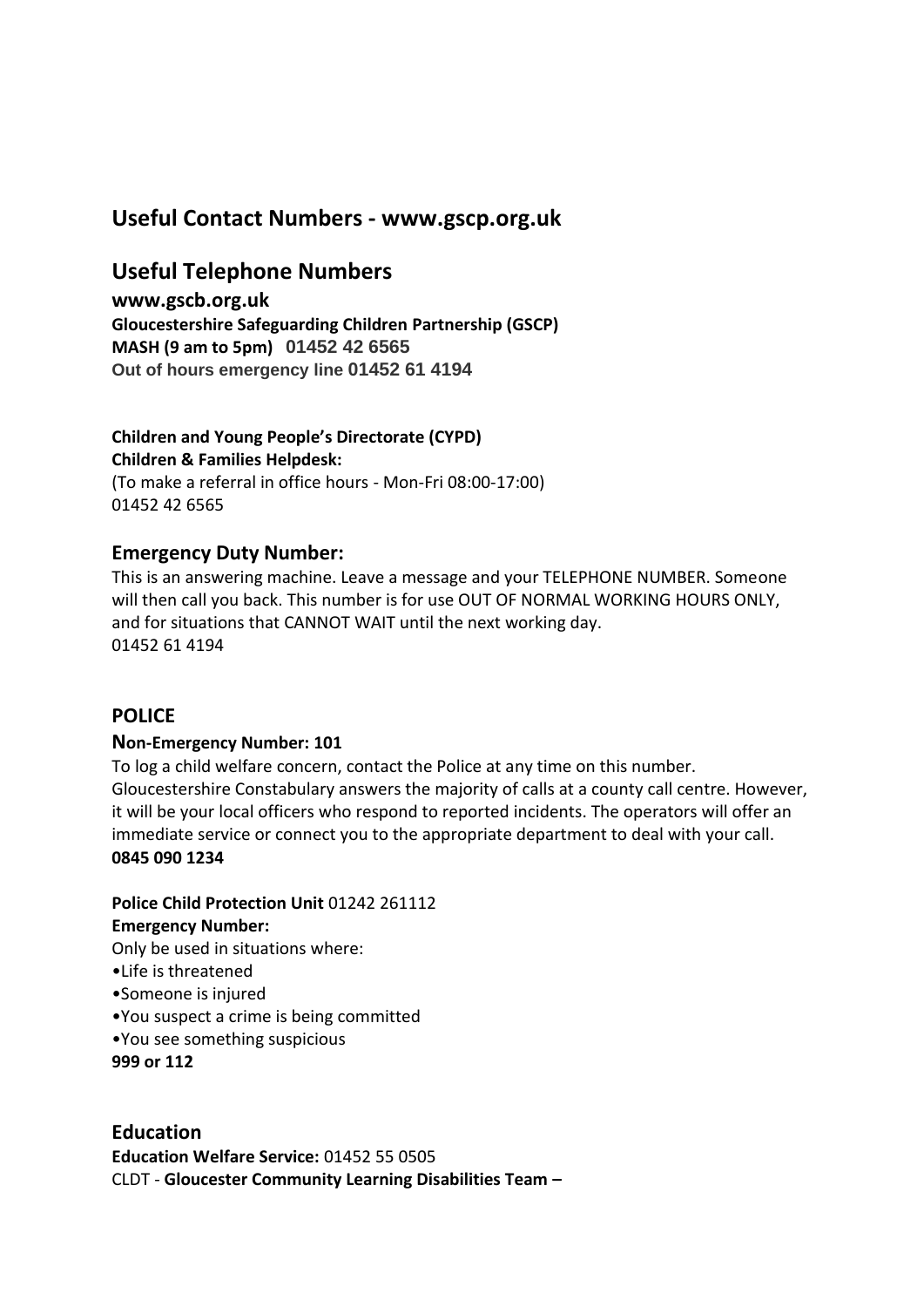## Useful Contact Numbers - www.gscp.org.uk

## Useful Telephone Numbers

**www.gscb.org.uk**
**Gloucestershire Safeguarding Children Partnership (GSCP)**
**MASH (9 am to 5pm) 01452 42 6565**
**Out of hours emergency line 01452 61 4194**

**Children and Young People's Directorate (CYPD)**
**Children & Families Helpdesk:**
(To make a referral in office hours - Mon-Fri 08:00-17:00)
01452 42 6565

### Emergency Duty Number:

This is an answering machine. Leave a message and your TELEPHONE NUMBER. Someone will then call you back. This number is for use OUT OF NORMAL WORKING HOURS ONLY, and for situations that CANNOT WAIT until the next working day.
01452 61 4194

### POLICE

**Non-Emergency Number: 101**

To log a child welfare concern, contact the Police at any time on this number. Gloucestershire Constabulary answers the majority of calls at a county call centre. However, it will be your local officers who respond to reported incidents. The operators will offer an immediate service or connect you to the appropriate department to deal with your call.
**0845 090 1234**

**Police Child Protection Unit** 01242 261112
**Emergency Number:**
Only be used in situations where:

- Life is threatened
- Someone is injured
- You suspect a crime is being committed
- You see something suspicious

**999 or 112**

### Education

**Education Welfare Service:** 01452 55 0505
CLDT - **Gloucester Community Learning Disabilities Team –**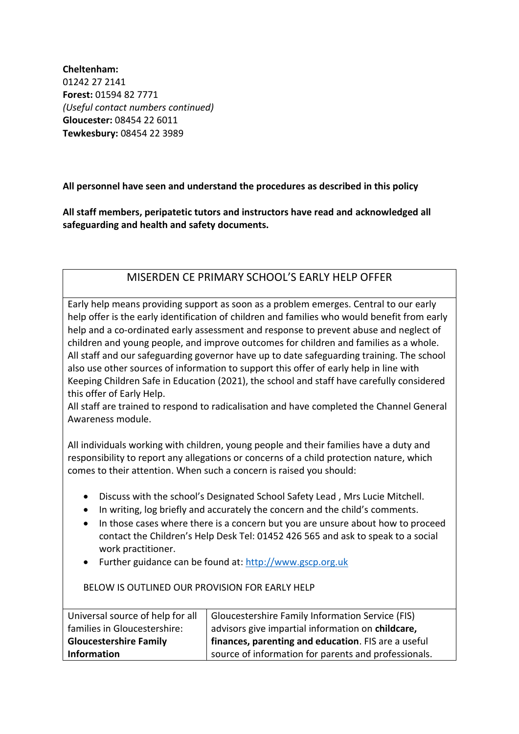**Cheltenham:**
01242 27 2141
**Forest:** 01594 82 7771
*(Useful contact numbers continued)*
**Gloucester:** 08454 22 6011
**Tewkesbury:** 08454 22 3989

**All personnel have seen and understand the procedures as described in this policy**

**All staff members, peripatetic tutors and instructors have read and acknowledged all safeguarding and health and safety documents.**

## MISERDEN CE PRIMARY SCHOOL'S EARLY HELP OFFER

Early help means providing support as soon as a problem emerges. Central to our early help offer is the early identification of children and families who would benefit from early help and a co-ordinated early assessment and response to prevent abuse and neglect of children and young people, and improve outcomes for children and families as a whole. All staff and our safeguarding governor have up to date safeguarding training. The school also use other sources of information to support this offer of early help in line with Keeping Children Safe in Education (2021), the school and staff have carefully considered this offer of Early Help.
All staff are trained to respond to radicalisation and have completed the Channel General Awareness module.

All individuals working with children, young people and their families have a duty and responsibility to report any allegations or concerns of a child protection nature, which comes to their attention. When such a concern is raised you should:

- Discuss with the school's Designated School Safety Lead , Mrs Lucie Mitchell.
- In writing, log briefly and accurately the concern and the child's comments.
- In those cases where there is a concern but you are unsure about how to proceed contact the Children's Help Desk Tel: 01452 426 565 and ask to speak to a social work practitioner.
- Further guidance can be found at: http://www.gscp.org.uk

BELOW IS OUTLINED OUR PROVISION FOR EARLY HELP

| | |
|---|---|
| Universal source of help for all families in Gloucestershire: **Gloucestershire Family Information** | Gloucestershire Family Information Service (FIS) advisors give impartial information on **childcare, finances, parenting and education**. FIS are a useful source of information for parents and professionals. |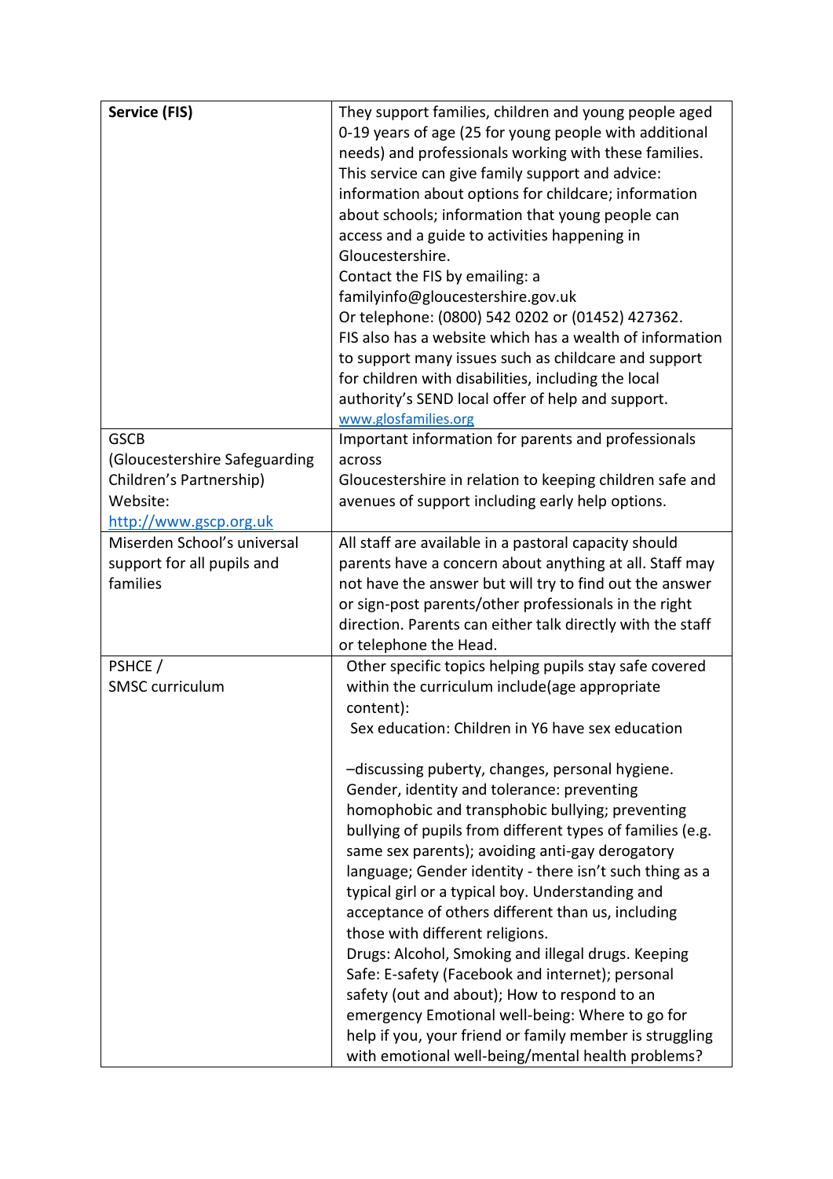| **Service (FIS)** | They support families, children and young people aged 0-19 years of age (25 for young people with additional needs) and professionals working with these families. This service can give family support and advice: information about options for childcare; information about schools; information that young people can access and a guide to activities happening in Gloucestershire.<br>Contact the FIS by emailing: a familyinfo@gloucestershire.gov.uk<br>Or telephone: (0800) 542 0202 or (01452) 427362.<br>FIS also has a website which has a wealth of information to support many issues such as childcare and support for children with disabilities, including the local authority's SEND local offer of help and support.<br>www.glosfamilies.org |
|---|---|
| GSCB<br>(Gloucestershire Safeguarding Children's Partnership)<br>Website:<br>http://www.gscp.org.uk | Important information for parents and professionals across<br>Gloucestershire in relation to keeping children safe and avenues of support including early help options. |
| Miserden School's universal support for all pupils and families | All staff are available in a pastoral capacity should parents have a concern about anything at all. Staff may not have the answer but will try to find out the answer or sign-post parents/other professionals in the right direction. Parents can either talk directly with the staff or telephone the Head. |
| PSHCE /<br>SMSC curriculum | Other specific topics helping pupils stay safe covered within the curriculum include(age appropriate content):<br>Sex education: Children in Y6 have sex education<br><br>–discussing puberty, changes, personal hygiene. Gender, identity and tolerance: preventing homophobic and transphobic bullying; preventing bullying of pupils from different types of families (e.g. same sex parents); avoiding anti-gay derogatory language; Gender identity - there isn't such thing as a typical girl or a typical boy. Understanding and acceptance of others different than us, including those with different religions.<br>Drugs: Alcohol, Smoking and illegal drugs. Keeping Safe: E-safety (Facebook and internet); personal safety (out and about); How to respond to an emergency Emotional well-being: Where to go for help if you, your friend or family member is struggling with emotional well-being/mental health problems? |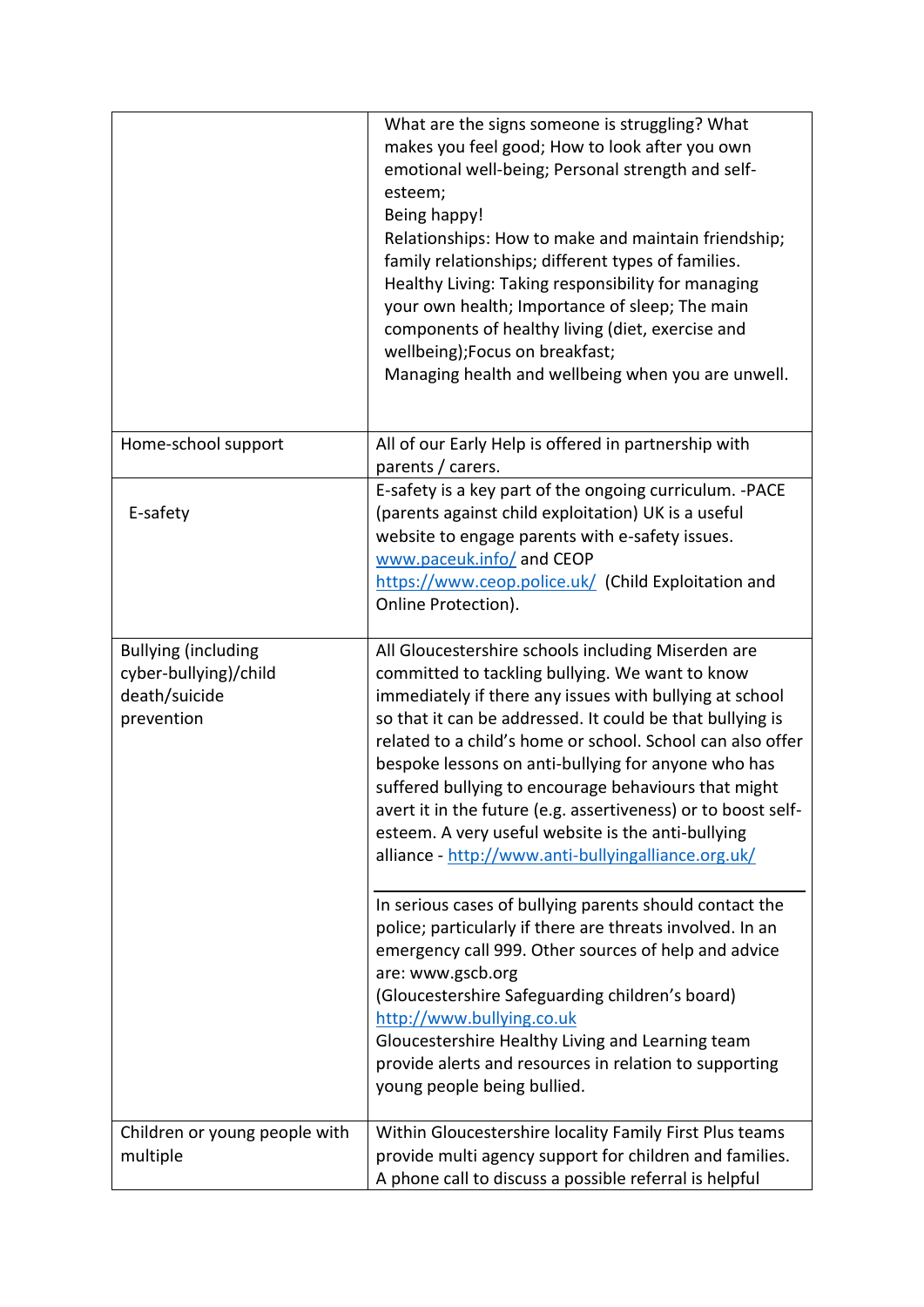| | |
|---|---|
| | What are the signs someone is struggling? What makes you feel good; How to look after you own emotional well-being; Personal strength and self-esteem;<br>Being happy!<br>Relationships: How to make and maintain friendship; family relationships; different types of families.<br>Healthy Living: Taking responsibility for managing your own health; Importance of sleep; The main components of healthy living (diet, exercise and wellbeing);Focus on breakfast;<br>Managing health and wellbeing when you are unwell. |
| Home-school support | All of our Early Help is offered in partnership with parents / carers. |
| E-safety | E-safety is a key part of the ongoing curriculum. -PACE (parents against child exploitation) UK is a useful website to engage parents with e-safety issues. www.paceuk.info/ and CEOP https://www.ceop.police.uk/ (Child Exploitation and Online Protection). |
| Bullying (including cyber-bullying)/child death/suicide prevention | All Gloucestershire schools including Miserden are committed to tackling bullying. We want to know immediately if there any issues with bullying at school so that it can be addressed. It could be that bullying is related to a child's home or school. School can also offer bespoke lessons on anti-bullying for anyone who has suffered bullying to encourage behaviours that might avert it in the future (e.g. assertiveness) or to boost self-esteem. A very useful website is the anti-bullying alliance - http://www.anti-bullyingalliance.org.uk/<br><br>In serious cases of bullying parents should contact the police; particularly if there are threats involved. In an emergency call 999. Other sources of help and advice are: www.gscb.org<br>(Gloucestershire Safeguarding children's board)<br>http://www.bullying.co.uk<br>Gloucestershire Healthy Living and Learning team provide alerts and resources in relation to supporting young people being bullied. |
| Children or young people with multiple | Within Gloucestershire locality Family First Plus teams provide multi agency support for children and families. A phone call to discuss a possible referral is helpful |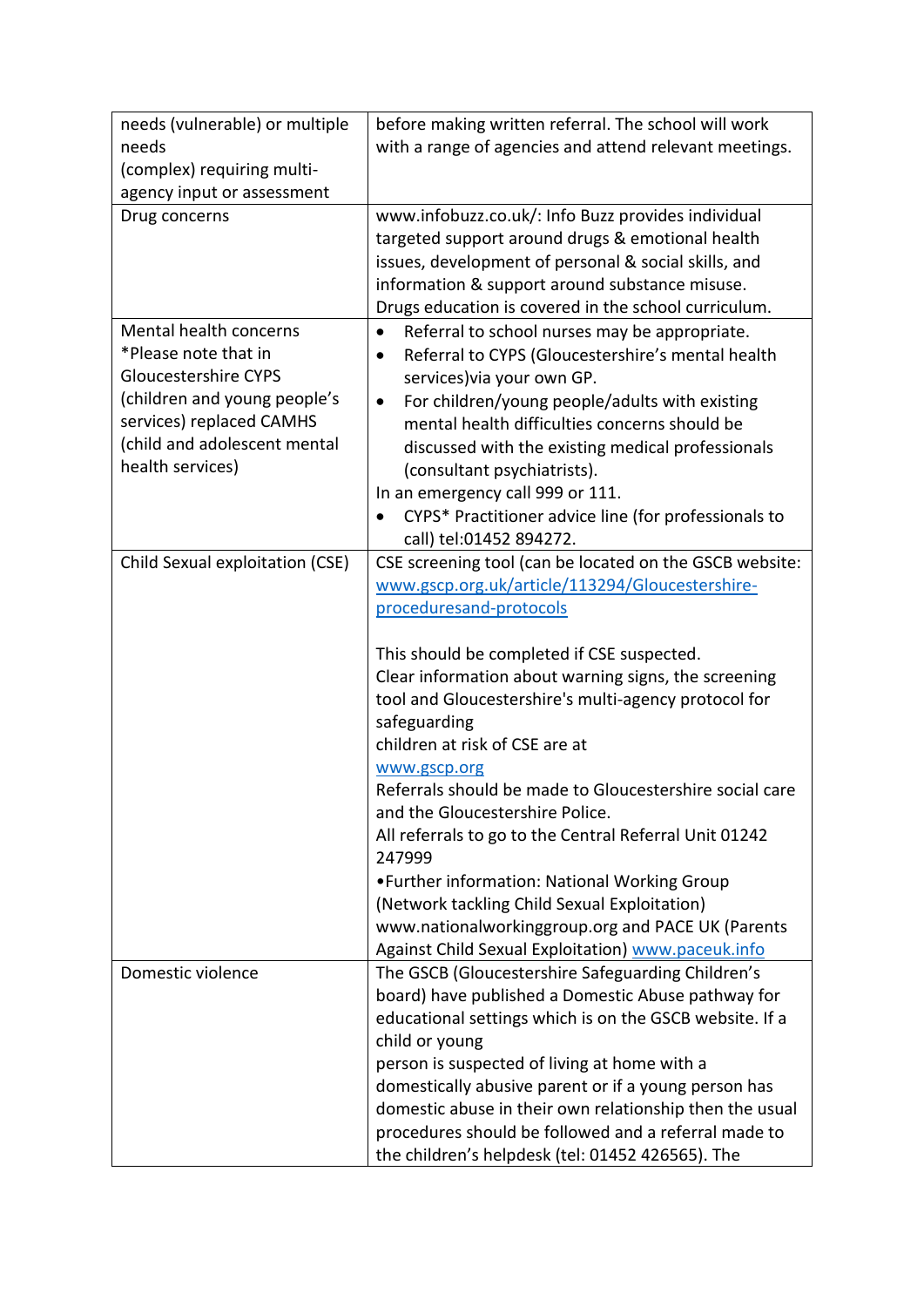| | |
|---|---|
| needs (vulnerable) or multiple needs (complex) requiring multi-agency input or assessment | before making written referral. The school will work with a range of agencies and attend relevant meetings. |
| Drug concerns | www.infobuzz.co.uk/: Info Buzz provides individual targeted support around drugs & emotional health issues, development of personal & social skills, and information & support around substance misuse. Drugs education is covered in the school curriculum. |
| Mental health concerns *Please note that in Gloucestershire CYPS (children and young people's services) replaced CAMHS (child and adolescent mental health services) | • Referral to school nurses may be appropriate. <br>• Referral to CYPS (Gloucestershire's mental health services)via your own GP. <br>• For children/young people/adults with existing mental health difficulties concerns should be discussed with the existing medical professionals (consultant psychiatrists). <br>In an emergency call 999 or 111. <br>• CYPS* Practitioner advice line (for professionals to call) tel:01452 894272. |
| Child Sexual exploitation (CSE) | CSE screening tool (can be located on the GSCB website: [www.gscp.org.uk/article/113294/Gloucestershire-proceduresand-protocols](www.gscp.org.uk/article/113294/Gloucestershire-proceduresand-protocols) <br><br>This should be completed if CSE suspected. <br>Clear information about warning signs, the screening tool and Gloucestershire's multi-agency protocol for safeguarding children at risk of CSE are at [www.gscp.org](www.gscp.org) <br>Referrals should be made to Gloucestershire social care and the Gloucestershire Police. <br>All referrals to go to the Central Referral Unit 01242 247999 <br>•Further information: National Working Group (Network tackling Child Sexual Exploitation) www.nationalworkinggroup.org and PACE UK (Parents Against Child Sexual Exploitation) [www.paceuk.info](www.paceuk.info) |
| Domestic violence | The GSCB (Gloucestershire Safeguarding Children's board) have published a Domestic Abuse pathway for educational settings which is on the GSCB website. If a child or young person is suspected of living at home with a domestically abusive parent or if a young person has domestic abuse in their own relationship then the usual procedures should be followed and a referral made to the children's helpdesk (tel: 01452 426565). The |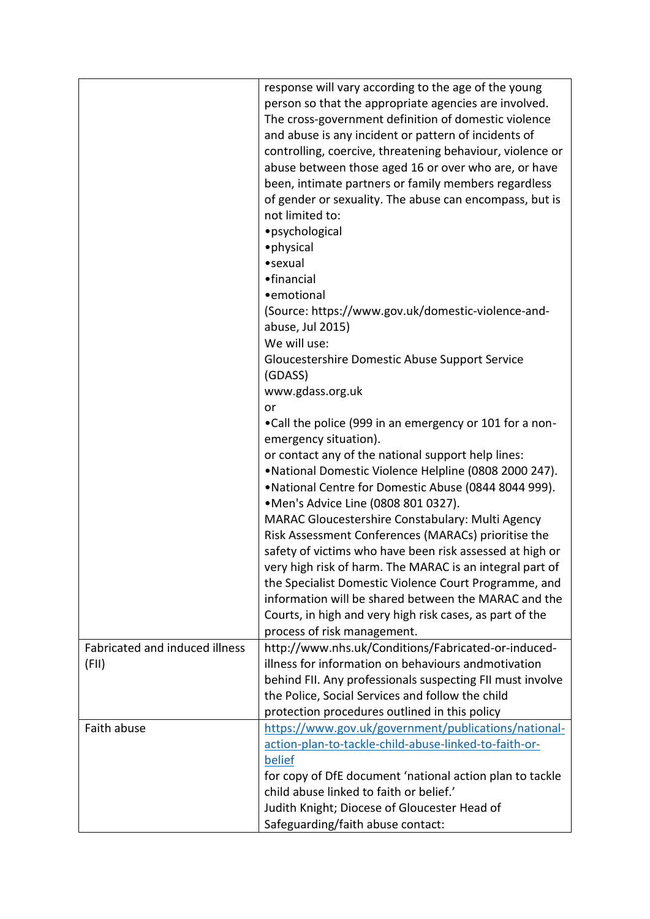| | |
|---|---|
| | response will vary according to the age of the young person so that the appropriate agencies are involved. The cross-government definition of domestic violence and abuse is any incident or pattern of incidents of controlling, coercive, threatening behaviour, violence or abuse between those aged 16 or over who are, or have been, intimate partners or family members regardless of gender or sexuality. The abuse can encompass, but is not limited to:<br>•psychological<br>•physical<br>•sexual<br>•financial<br>•emotional<br>(Source: https://www.gov.uk/domestic-violence-and-abuse, Jul 2015)<br>We will use:<br>Gloucestershire Domestic Abuse Support Service (GDASS)<br>www.gdass.org.uk<br>or<br>•Call the police (999 in an emergency or 101 for a non-emergency situation).<br>or contact any of the national support help lines:<br>•National Domestic Violence Helpline (0808 2000 247).<br>•National Centre for Domestic Abuse (0844 8044 999).<br>•Men's Advice Line (0808 801 0327).<br>MARAC Gloucestershire Constabulary: Multi Agency Risk Assessment Conferences (MARACs) prioritise the safety of victims who have been risk assessed at high or very high risk of harm. The MARAC is an integral part of the Specialist Domestic Violence Court Programme, and information will be shared between the MARAC and the Courts, in high and very high risk cases, as part of the process of risk management. |
| Fabricated and induced illness (FII) | http://www.nhs.uk/Conditions/Fabricated-or-induced-illness for information on behaviours andmotivation behind FII. Any professionals suspecting FII must involve the Police, Social Services and follow the child protection procedures outlined in this policy |
| Faith abuse | https://www.gov.uk/government/publications/national-action-plan-to-tackle-child-abuse-linked-to-faith-or-belief<br>for copy of DfE document 'national action plan to tackle child abuse linked to faith or belief.'<br>Judith Knight; Diocese of Gloucester Head of Safeguarding/faith abuse contact: |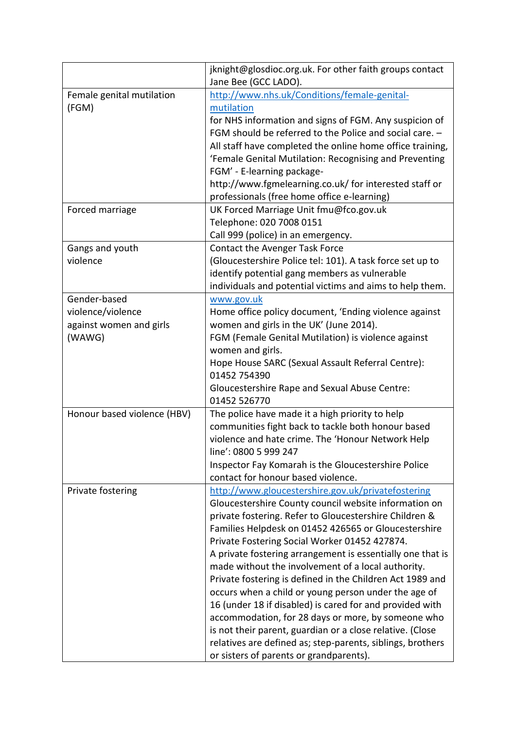| | |
|---|---|
| | jknight@glosdioc.org.uk. For other faith groups contact Jane Bee (GCC LADO). |
| Female genital mutilation (FGM) | http://www.nhs.uk/Conditions/female-genital-mutilation for NHS information and signs of FGM. Any suspicion of FGM should be referred to the Police and social care. – All staff have completed the online home office training, 'Female Genital Mutilation: Recognising and Preventing FGM' - E-learning package- http://www.fgmelearning.co.uk/ for interested staff or professionals (free home office e-learning) |
| Forced marriage | UK Forced Marriage Unit fmu@fco.gov.uk<br>Telephone: 020 7008 0151<br>Call 999 (police) in an emergency. |
| Gangs and youth violence | Contact the Avenger Task Force (Gloucestershire Police tel: 101). A task force set up to identify potential gang members as vulnerable individuals and potential victims and aims to help them. |
| Gender-based violence/violence against women and girls (WAWG) | www.gov.uk<br>Home office policy document, 'Ending violence against women and girls in the UK' (June 2014).<br>FGM (Female Genital Mutilation) is violence against women and girls.<br>Hope House SARC (Sexual Assault Referral Centre): 01452 754390<br>Gloucestershire Rape and Sexual Abuse Centre: 01452 526770 |
| Honour based violence (HBV) | The police have made it a high priority to help communities fight back to tackle both honour based violence and hate crime. The 'Honour Network Help line': 0800 5 999 247<br>Inspector Fay Komarah is the Gloucestershire Police contact for honour based violence. |
| Private fostering | http://www.gloucestershire.gov.uk/privatefostering Gloucestershire County council website information on private fostering. Refer to Gloucestershire Children & Families Helpdesk on 01452 426565 or Gloucestershire Private Fostering Social Worker 01452 427874.<br>A private fostering arrangement is essentially one that is made without the involvement of a local authority. Private fostering is defined in the Children Act 1989 and occurs when a child or young person under the age of 16 (under 18 if disabled) is cared for and provided with accommodation, for 28 days or more, by someone who is not their parent, guardian or a close relative. (Close relatives are defined as; step-parents, siblings, brothers or sisters of parents or grandparents). |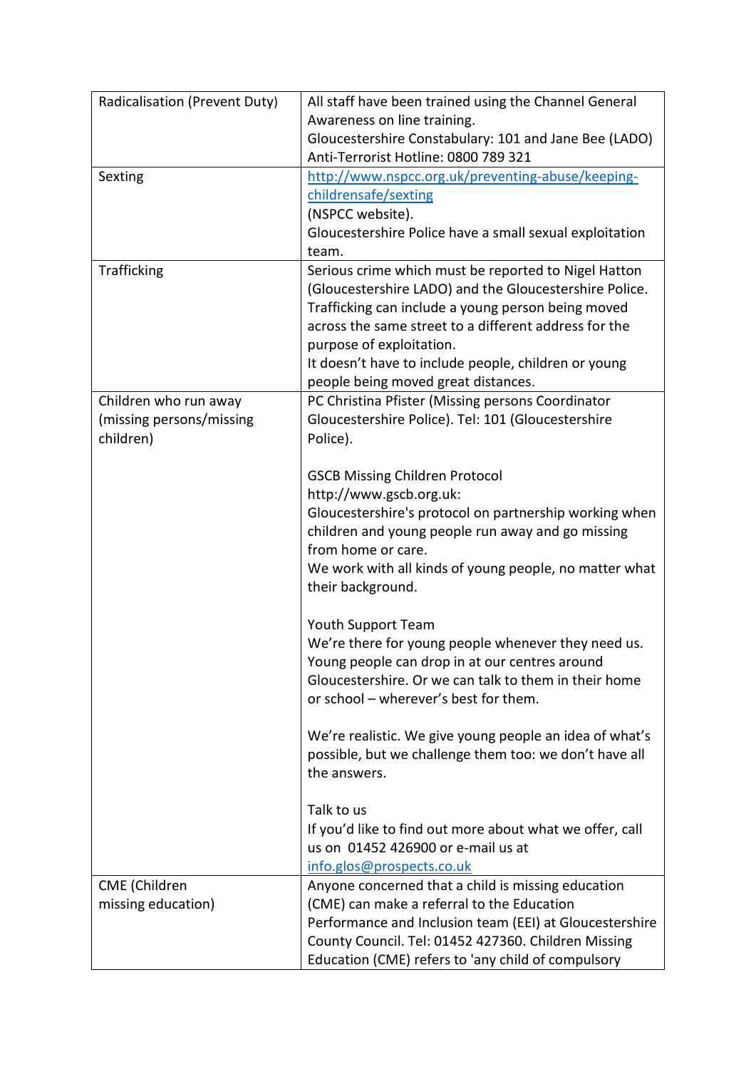| | |
|---|---|
| Radicalisation (Prevent Duty) | All staff have been trained using the Channel General Awareness on line training.<br>Gloucestershire Constabulary: 101 and Jane Bee (LADO)<br>Anti-Terrorist Hotline: 0800 789 321 |
| Sexting | [http://www.nspcc.org.uk/preventing-abuse/keeping-childrensafe/sexting](http://www.nspcc.org.uk/preventing-abuse/keeping-childrensafe/sexting)<br>(NSPCC website).<br>Gloucestershire Police have a small sexual exploitation team. |
| Trafficking | Serious crime which must be reported to Nigel Hatton (Gloucestershire LADO) and the Gloucestershire Police.<br>Trafficking can include a young person being moved across the same street to a different address for the purpose of exploitation.<br>It doesn't have to include people, children or young people being moved great distances. |
| Children who run away (missing persons/missing children) | PC Christina Pfister (Missing persons Coordinator Gloucestershire Police). Tel: 101 (Gloucestershire Police).<br><br>GSCB Missing Children Protocol<br>http://www.gscb.org.uk:<br>Gloucestershire's protocol on partnership working when children and young people run away and go missing from home or care.<br>We work with all kinds of young people, no matter what their background.<br><br>Youth Support Team<br>We're there for young people whenever they need us. Young people can drop in at our centres around Gloucestershire. Or we can talk to them in their home or school – wherever's best for them.<br><br>We're realistic. We give young people an idea of what's possible, but we challenge them too: we don't have all the answers.<br><br>Talk to us<br>If you'd like to find out more about what we offer, call us on 01452 426900 or e-mail us at [info.glos@prospects.co.uk](mailto:info.glos@prospects.co.uk) |
| CME (Children missing education) | Anyone concerned that a child is missing education (CME) can make a referral to the Education Performance and Inclusion team (EEI) at Gloucestershire County Council. Tel: 01452 427360. Children Missing Education (CME) refers to 'any child of compulsory |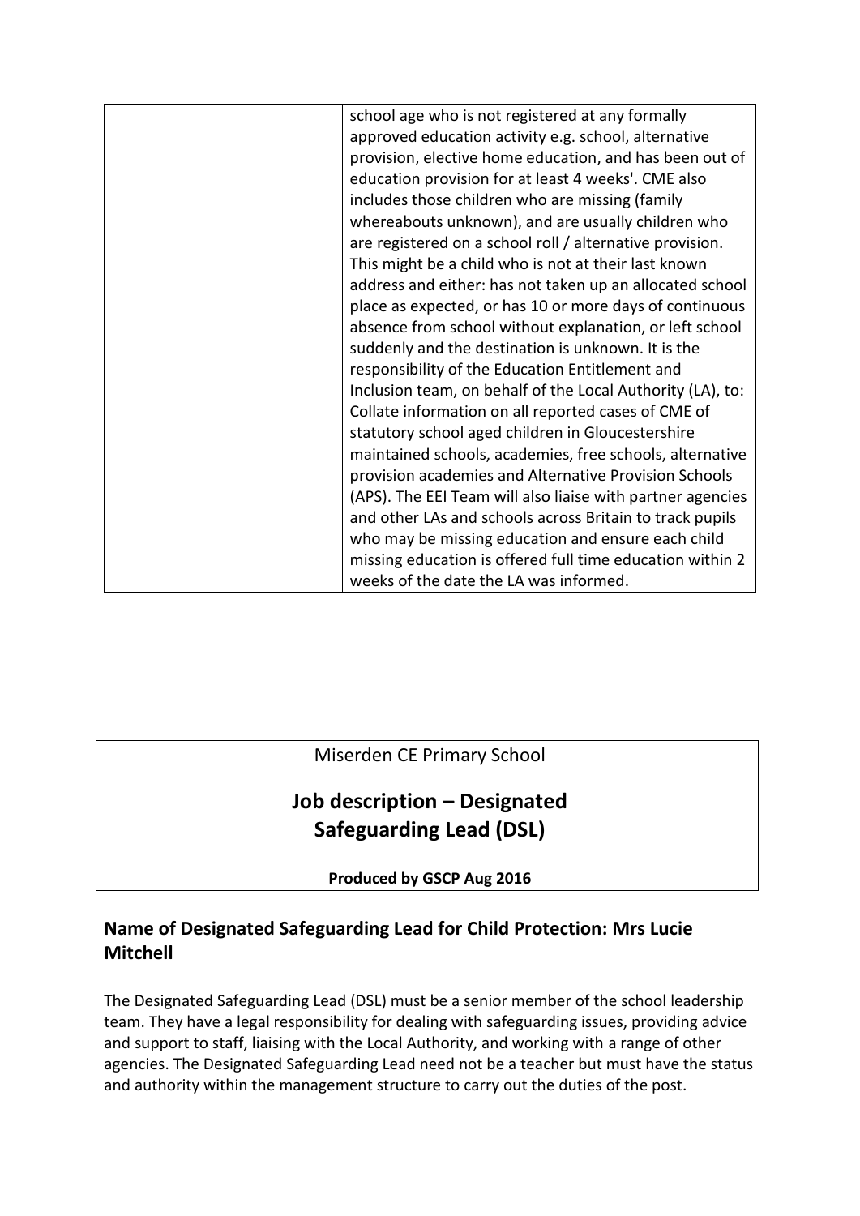| | |
|---|---|
| | school age who is not registered at any formally approved education activity e.g. school, alternative provision, elective home education, and has been out of education provision for at least 4 weeks'. CME also includes those children who are missing (family whereabouts unknown), and are usually children who are registered on a school roll / alternative provision. This might be a child who is not at their last known address and either: has not taken up an allocated school place as expected, or has 10 or more days of continuous absence from school without explanation, or left school suddenly and the destination is unknown. It is the responsibility of the Education Entitlement and Inclusion team, on behalf of the Local Authority (LA), to: Collate information on all reported cases of CME of statutory school aged children in Gloucestershire maintained schools, academies, free schools, alternative provision academies and Alternative Provision Schools (APS). The EEI Team will also liaise with partner agencies and other LAs and schools across Britain to track pupils who may be missing education and ensure each child missing education is offered full time education within 2 weeks of the date the LA was informed. |

Miserden CE Primary School

# Job description – Designated Safeguarding Lead (DSL)

**Produced by GSCP Aug 2016**

## Name of Designated Safeguarding Lead for Child Protection: Mrs Lucie Mitchell

The Designated Safeguarding Lead (DSL) must be a senior member of the school leadership team. They have a legal responsibility for dealing with safeguarding issues, providing advice and support to staff, liaising with the Local Authority, and working with a range of other agencies. The Designated Safeguarding Lead need not be a teacher but must have the status and authority within the management structure to carry out the duties of the post.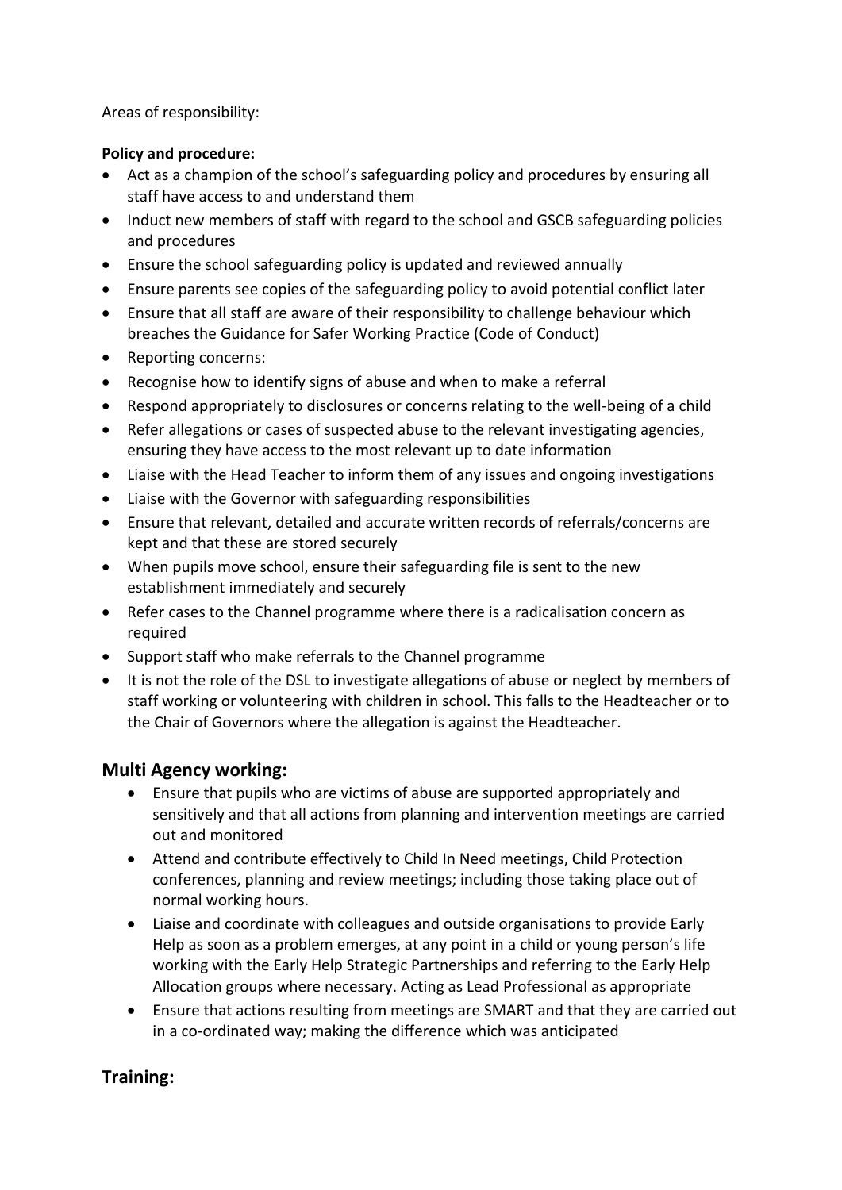Areas of responsibility:

**Policy and procedure:**

- Act as a champion of the school's safeguarding policy and procedures by ensuring all staff have access to and understand them
- Induct new members of staff with regard to the school and GSCB safeguarding policies and procedures
- Ensure the school safeguarding policy is updated and reviewed annually
- Ensure parents see copies of the safeguarding policy to avoid potential conflict later
- Ensure that all staff are aware of their responsibility to challenge behaviour which breaches the Guidance for Safer Working Practice (Code of Conduct)
- Reporting concerns:
- Recognise how to identify signs of abuse and when to make a referral
- Respond appropriately to disclosures or concerns relating to the well-being of a child
- Refer allegations or cases of suspected abuse to the relevant investigating agencies, ensuring they have access to the most relevant up to date information
- Liaise with the Head Teacher to inform them of any issues and ongoing investigations
- Liaise with the Governor with safeguarding responsibilities
- Ensure that relevant, detailed and accurate written records of referrals/concerns are kept and that these are stored securely
- When pupils move school, ensure their safeguarding file is sent to the new establishment immediately and securely
- Refer cases to the Channel programme where there is a radicalisation concern as required
- Support staff who make referrals to the Channel programme
- It is not the role of the DSL to investigate allegations of abuse or neglect by members of staff working or volunteering with children in school. This falls to the Headteacher or to the Chair of Governors where the allegation is against the Headteacher.

## Multi Agency working:

- Ensure that pupils who are victims of abuse are supported appropriately and sensitively and that all actions from planning and intervention meetings are carried out and monitored
- Attend and contribute effectively to Child In Need meetings, Child Protection conferences, planning and review meetings; including those taking place out of normal working hours.
- Liaise and coordinate with colleagues and outside organisations to provide Early Help as soon as a problem emerges, at any point in a child or young person's life working with the Early Help Strategic Partnerships and referring to the Early Help Allocation groups where necessary. Acting as Lead Professional as appropriate
- Ensure that actions resulting from meetings are SMART and that they are carried out in a co-ordinated way; making the difference which was anticipated

## Training: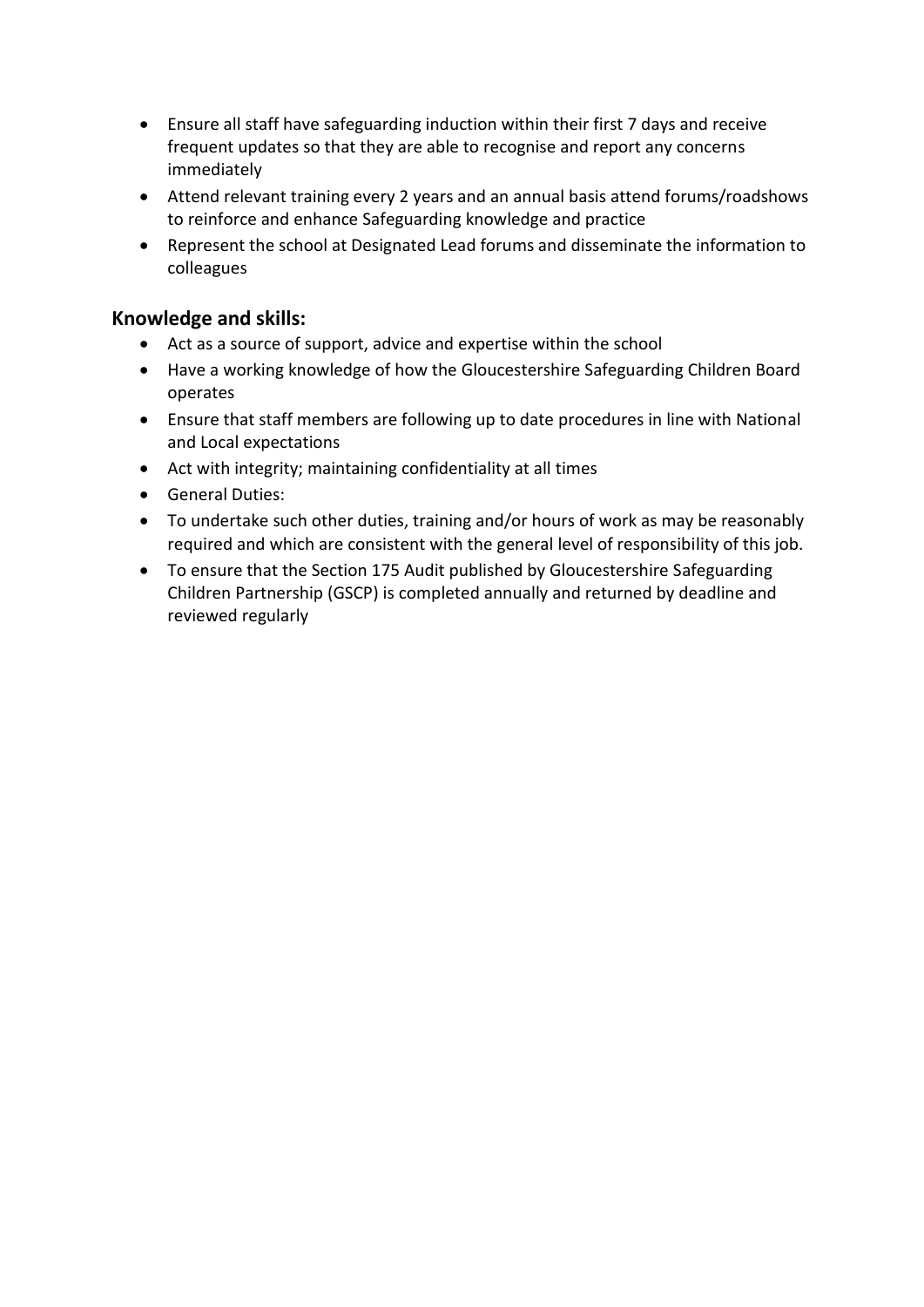- Ensure all staff have safeguarding induction within their first 7 days and receive frequent updates so that they are able to recognise and report any concerns immediately
- Attend relevant training every 2 years and an annual basis attend forums/roadshows to reinforce and enhance Safeguarding knowledge and practice
- Represent the school at Designated Lead forums and disseminate the information to colleagues

## Knowledge and skills:

- Act as a source of support, advice and expertise within the school
- Have a working knowledge of how the Gloucestershire Safeguarding Children Board operates
- Ensure that staff members are following up to date procedures in line with National and Local expectations
- Act with integrity; maintaining confidentiality at all times
- General Duties:
- To undertake such other duties, training and/or hours of work as may be reasonably required and which are consistent with the general level of responsibility of this job.
- To ensure that the Section 175 Audit published by Gloucestershire Safeguarding Children Partnership (GSCP) is completed annually and returned by deadline and reviewed regularly